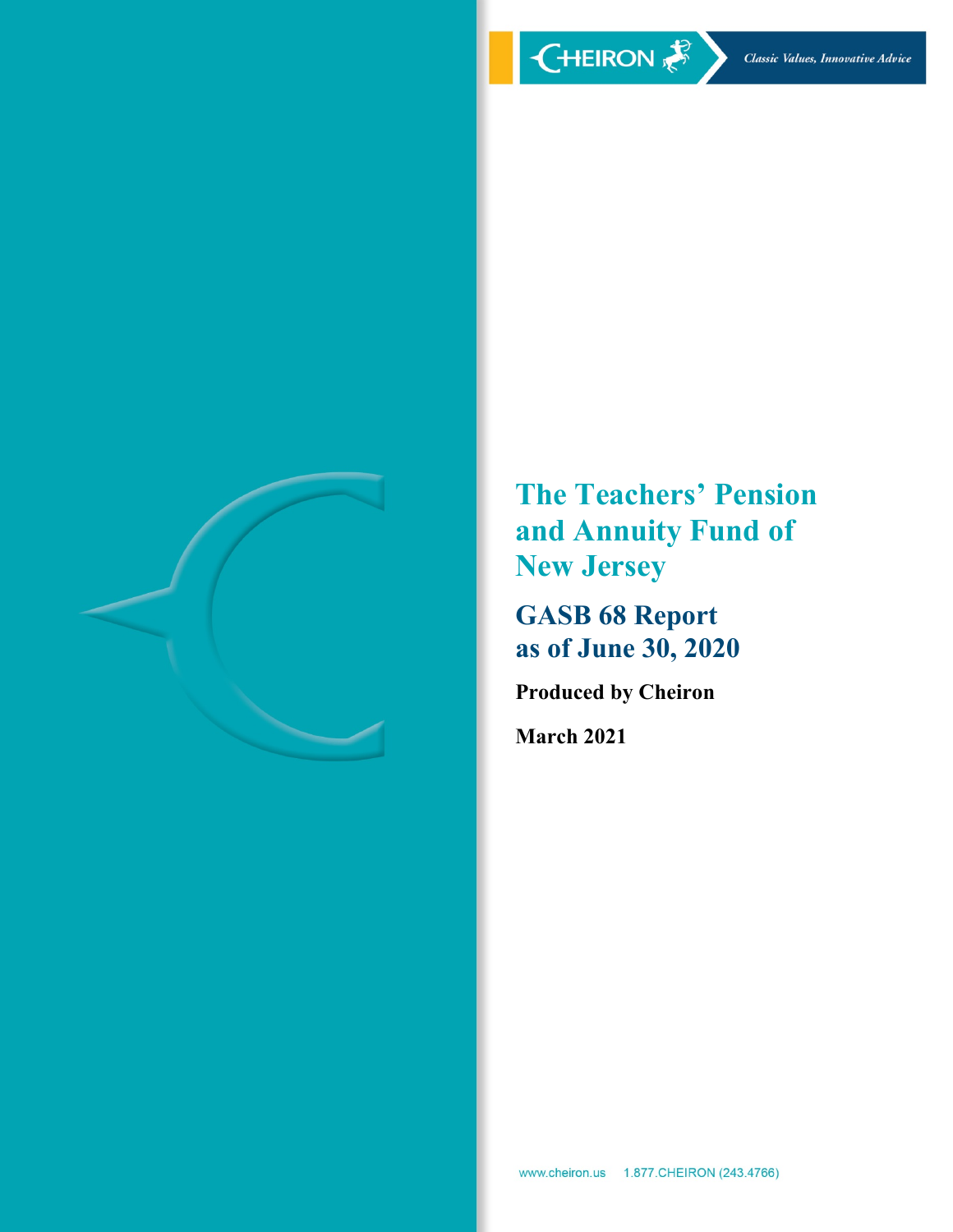CHEIRON

*Classic Values, Innovative Advice*

# The Teachers' Pension and Annuity Fund of New Jersey

## GASB 68 Report as of June 30, 2020

**Produced by Cheiron**

**March 2021**

www.cheiron.us 1.877.CHEIRON (243.4766)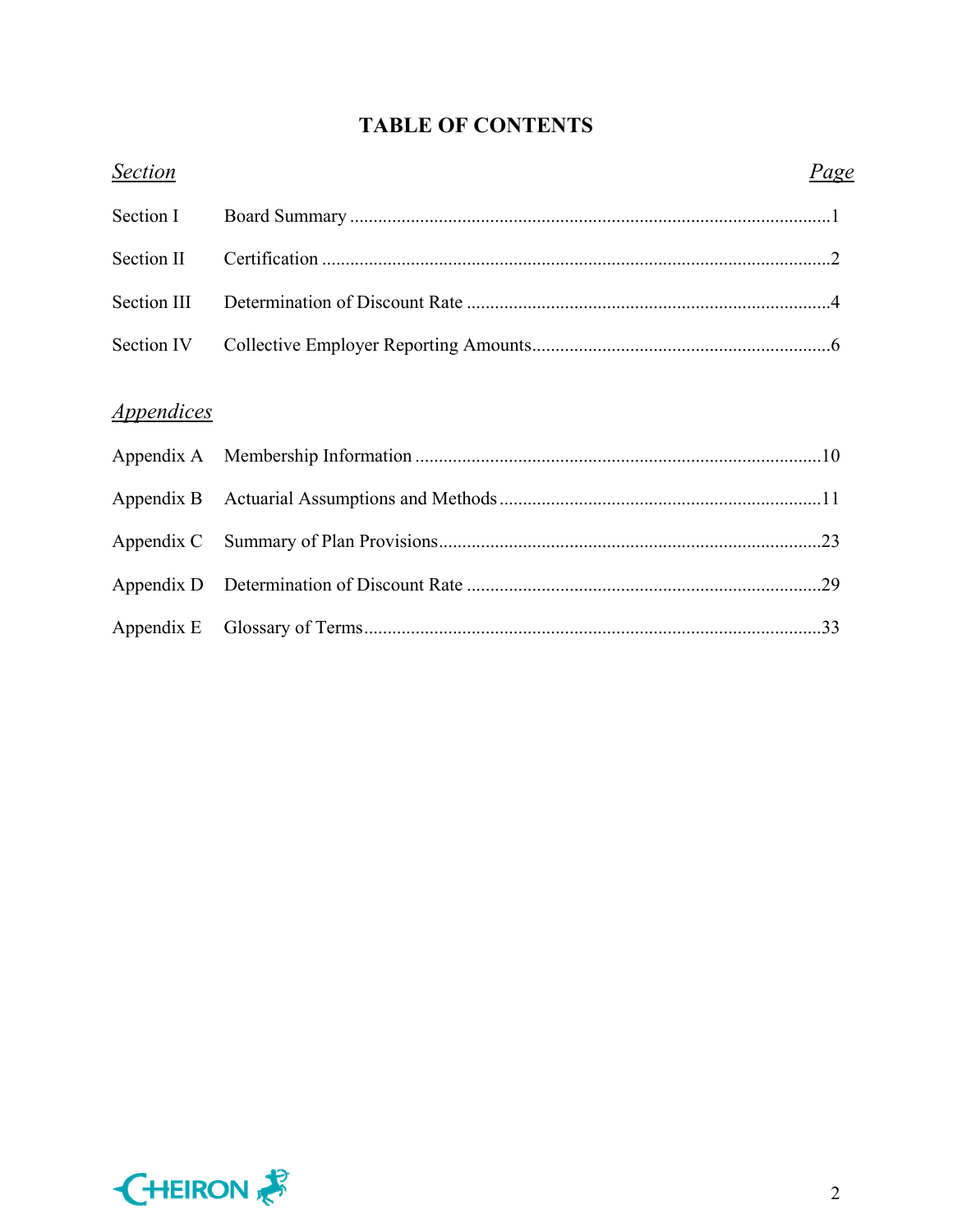# TABLE OF CONTENTS

| *Section* | | *Page* |
|---|---|---|
| Section I | Board Summary | 1 |
| Section II | Certification | 2 |
| Section III | Determination of Discount Rate | 4 |
| Section IV | Collective Employer Reporting Amounts | 6 |

## *Appendices*

| | | |
|---|---|---|
| Appendix A | Membership Information | 10 |
| Appendix B | Actuarial Assumptions and Methods | 11 |
| Appendix C | Summary of Plan Provisions | 23 |
| Appendix D | Determination of Discount Rate | 29 |
| Appendix E | Glossary of Terms | 33 |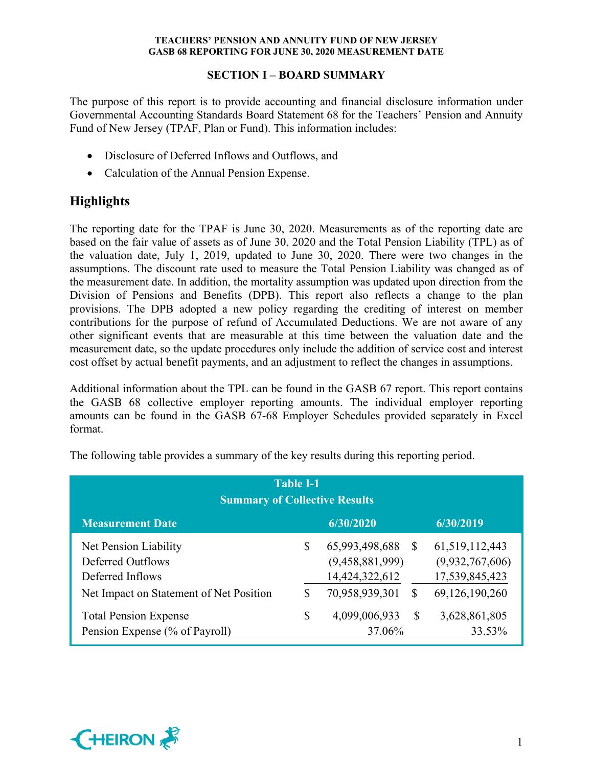## SECTION I – BOARD SUMMARY

The purpose of this report is to provide accounting and financial disclosure information under Governmental Accounting Standards Board Statement 68 for the Teachers' Pension and Annuity Fund of New Jersey (TPAF, Plan or Fund). This information includes:

- Disclosure of Deferred Inflows and Outflows, and
- Calculation of the Annual Pension Expense.

## Highlights

The reporting date for the TPAF is June 30, 2020. Measurements as of the reporting date are based on the fair value of assets as of June 30, 2020 and the Total Pension Liability (TPL) as of the valuation date, July 1, 2019, updated to June 30, 2020. There were two changes in the assumptions. The discount rate used to measure the Total Pension Liability was changed as of the measurement date. In addition, the mortality assumption was updated upon direction from the Division of Pensions and Benefits (DPB). This report also reflects a change to the plan provisions. The DPB adopted a new policy regarding the crediting of interest on member contributions for the purpose of refund of Accumulated Deductions. We are not aware of any other significant events that are measurable at this time between the valuation date and the measurement date, so the update procedures only include the addition of service cost and interest cost offset by actual benefit payments, and an adjustment to reflect the changes in assumptions.

Additional information about the TPL can be found in the GASB 67 report. This report contains the GASB 68 collective employer reporting amounts. The individual employer reporting amounts can be found in the GASB 67-68 Employer Schedules provided separately in Excel format.

The following table provides a summary of the key results during this reporting period.

**Table I-1**
**Summary of Collective Results**

| Measurement Date | 6/30/2020 | 6/30/2019 |
|---|---|---|
| Net Pension Liability | $ 65,993,498,688 | $ 61,519,112,443 |
| Deferred Outflows | (9,458,881,999) | (9,932,767,606) |
| Deferred Inflows | 14,424,322,612 | 17,539,845,423 |
| Net Impact on Statement of Net Position | $ 70,958,939,301 | $ 69,126,190,260 |
| Total Pension Expense | $ 4,099,006,933 | $ 3,628,861,805 |
| Pension Expense (% of Payroll) | 37.06% | 33.53% |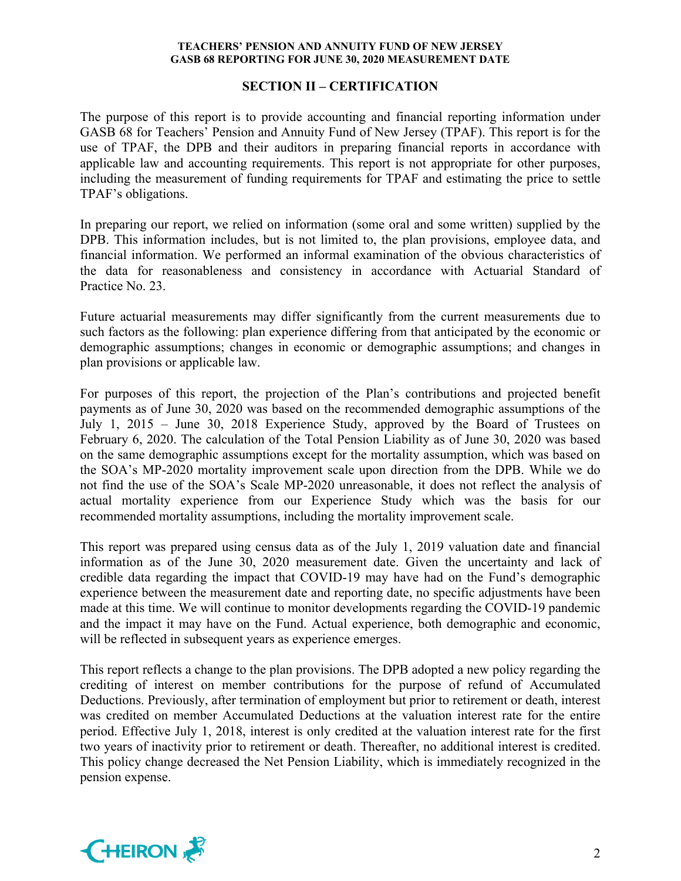## SECTION II – CERTIFICATION

The purpose of this report is to provide accounting and financial reporting information under GASB 68 for Teachers' Pension and Annuity Fund of New Jersey (TPAF). This report is for the use of TPAF, the DPB and their auditors in preparing financial reports in accordance with applicable law and accounting requirements. This report is not appropriate for other purposes, including the measurement of funding requirements for TPAF and estimating the price to settle TPAF's obligations.

In preparing our report, we relied on information (some oral and some written) supplied by the DPB. This information includes, but is not limited to, the plan provisions, employee data, and financial information. We performed an informal examination of the obvious characteristics of the data for reasonableness and consistency in accordance with Actuarial Standard of Practice No. 23.

Future actuarial measurements may differ significantly from the current measurements due to such factors as the following: plan experience differing from that anticipated by the economic or demographic assumptions; changes in economic or demographic assumptions; and changes in plan provisions or applicable law.

For purposes of this report, the projection of the Plan's contributions and projected benefit payments as of June 30, 2020 was based on the recommended demographic assumptions of the July 1, 2015 – June 30, 2018 Experience Study, approved by the Board of Trustees on February 6, 2020. The calculation of the Total Pension Liability as of June 30, 2020 was based on the same demographic assumptions except for the mortality assumption, which was based on the SOA's MP-2020 mortality improvement scale upon direction from the DPB. While we do not find the use of the SOA's Scale MP-2020 unreasonable, it does not reflect the analysis of actual mortality experience from our Experience Study which was the basis for our recommended mortality assumptions, including the mortality improvement scale.

This report was prepared using census data as of the July 1, 2019 valuation date and financial information as of the June 30, 2020 measurement date. Given the uncertainty and lack of credible data regarding the impact that COVID-19 may have had on the Fund's demographic experience between the measurement date and reporting date, no specific adjustments have been made at this time. We will continue to monitor developments regarding the COVID-19 pandemic and the impact it may have on the Fund. Actual experience, both demographic and economic, will be reflected in subsequent years as experience emerges.

This report reflects a change to the plan provisions. The DPB adopted a new policy regarding the crediting of interest on member contributions for the purpose of refund of Accumulated Deductions. Previously, after termination of employment but prior to retirement or death, interest was credited on member Accumulated Deductions at the valuation interest rate for the entire period. Effective July 1, 2018, interest is only credited at the valuation interest rate for the first two years of inactivity prior to retirement or death. Thereafter, no additional interest is credited. This policy change decreased the Net Pension Liability, which is immediately recognized in the pension expense.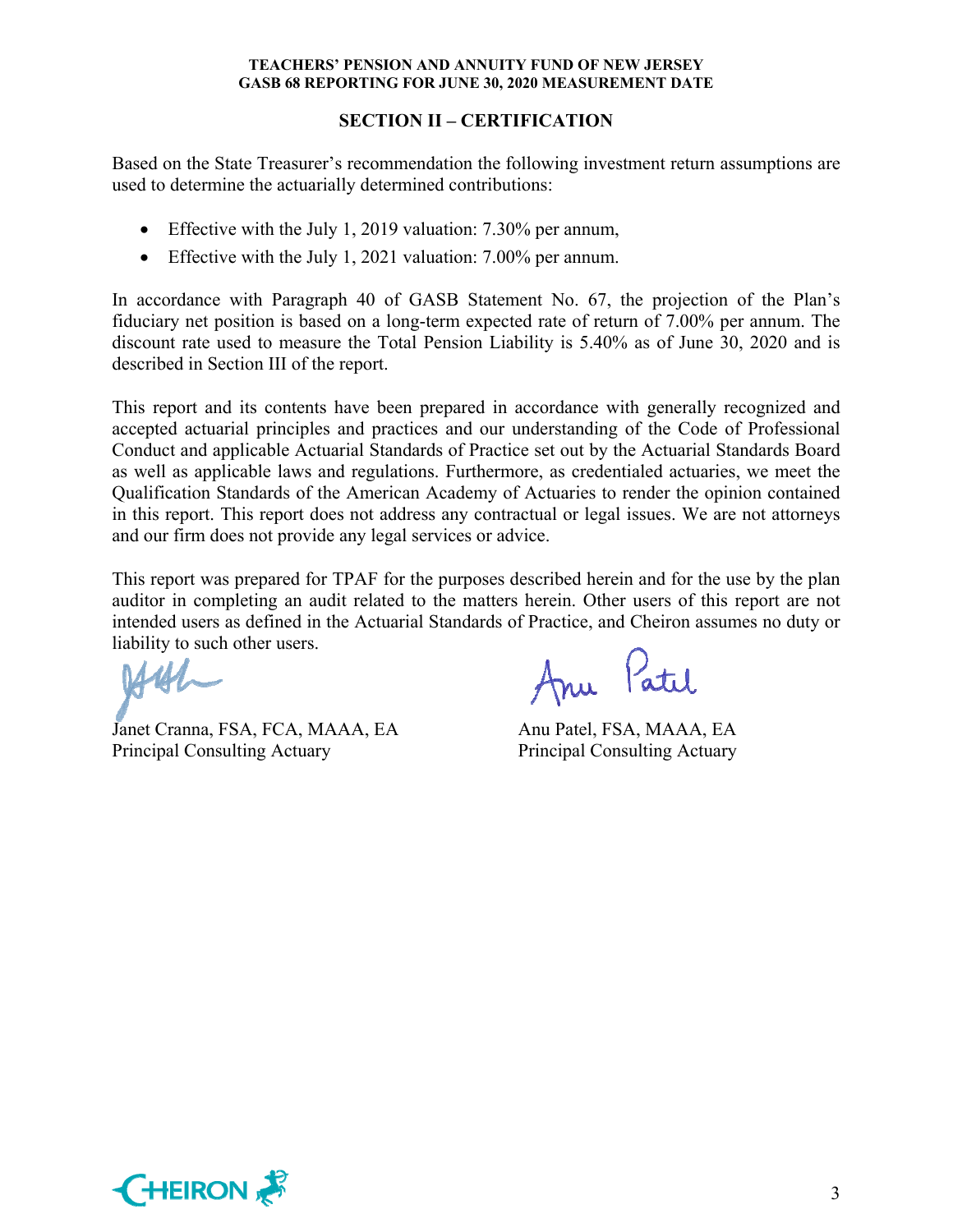## SECTION II – CERTIFICATION

Based on the State Treasurer's recommendation the following investment return assumptions are used to determine the actuarially determined contributions:

- Effective with the July 1, 2019 valuation: 7.30% per annum,
- Effective with the July 1, 2021 valuation: 7.00% per annum.

In accordance with Paragraph 40 of GASB Statement No. 67, the projection of the Plan's fiduciary net position is based on a long-term expected rate of return of 7.00% per annum. The discount rate used to measure the Total Pension Liability is 5.40% as of June 30, 2020 and is described in Section III of the report.

This report and its contents have been prepared in accordance with generally recognized and accepted actuarial principles and practices and our understanding of the Code of Professional Conduct and applicable Actuarial Standards of Practice set out by the Actuarial Standards Board as well as applicable laws and regulations. Furthermore, as credentialed actuaries, we meet the Qualification Standards of the American Academy of Actuaries to render the opinion contained in this report. This report does not address any contractual or legal issues. We are not attorneys and our firm does not provide any legal services or advice.

This report was prepared for TPAF for the purposes described herein and for the use by the plan auditor in completing an audit related to the matters herein. Other users of this report are not intended users as defined in the Actuarial Standards of Practice, and Cheiron assumes no duty or liability to such other users.

Janet Cranna, FSA, FCA, MAAA, EA
Principal Consulting Actuary

Anu Patel, FSA, MAAA, EA
Principal Consulting Actuary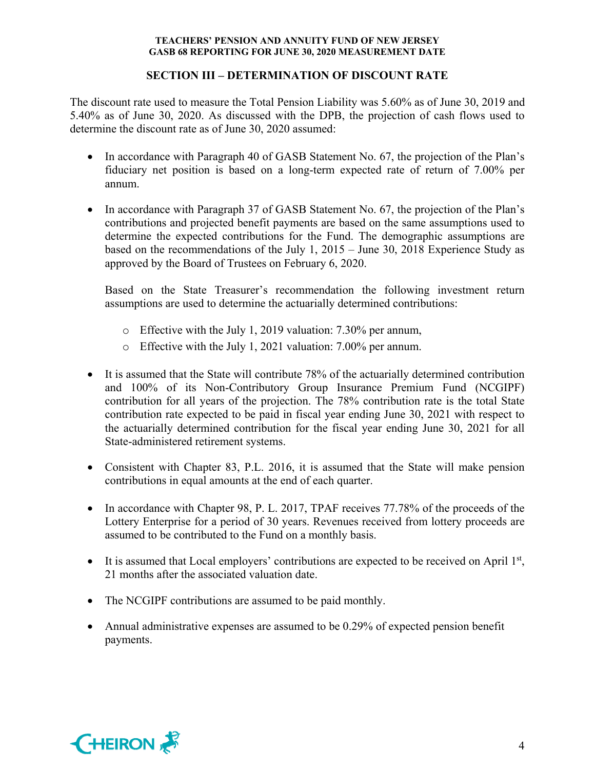## SECTION III – DETERMINATION OF DISCOUNT RATE

The discount rate used to measure the Total Pension Liability was 5.60% as of June 30, 2019 and 5.40% as of June 30, 2020. As discussed with the DPB, the projection of cash flows used to determine the discount rate as of June 30, 2020 assumed:

- In accordance with Paragraph 40 of GASB Statement No. 67, the projection of the Plan's fiduciary net position is based on a long-term expected rate of return of 7.00% per annum.

- In accordance with Paragraph 37 of GASB Statement No. 67, the projection of the Plan's contributions and projected benefit payments are based on the same assumptions used to determine the expected contributions for the Fund. The demographic assumptions are based on the recommendations of the July 1, 2015 – June 30, 2018 Experience Study as approved by the Board of Trustees on February 6, 2020.

  Based on the State Treasurer's recommendation the following investment return assumptions are used to determine the actuarially determined contributions:

  - Effective with the July 1, 2019 valuation: 7.30% per annum,
  - Effective with the July 1, 2021 valuation: 7.00% per annum.

- It is assumed that the State will contribute 78% of the actuarially determined contribution and 100% of its Non-Contributory Group Insurance Premium Fund (NCGIPF) contribution for all years of the projection. The 78% contribution rate is the total State contribution rate expected to be paid in fiscal year ending June 30, 2021 with respect to the actuarially determined contribution for the fiscal year ending June 30, 2021 for all State-administered retirement systems.

- Consistent with Chapter 83, P.L. 2016, it is assumed that the State will make pension contributions in equal amounts at the end of each quarter.

- In accordance with Chapter 98, P. L. 2017, TPAF receives 77.78% of the proceeds of the Lottery Enterprise for a period of 30 years. Revenues received from lottery proceeds are assumed to be contributed to the Fund on a monthly basis.

- It is assumed that Local employers' contributions are expected to be received on April 1st, 21 months after the associated valuation date.

- The NCGIPF contributions are assumed to be paid monthly.

- Annual administrative expenses are assumed to be 0.29% of expected pension benefit payments.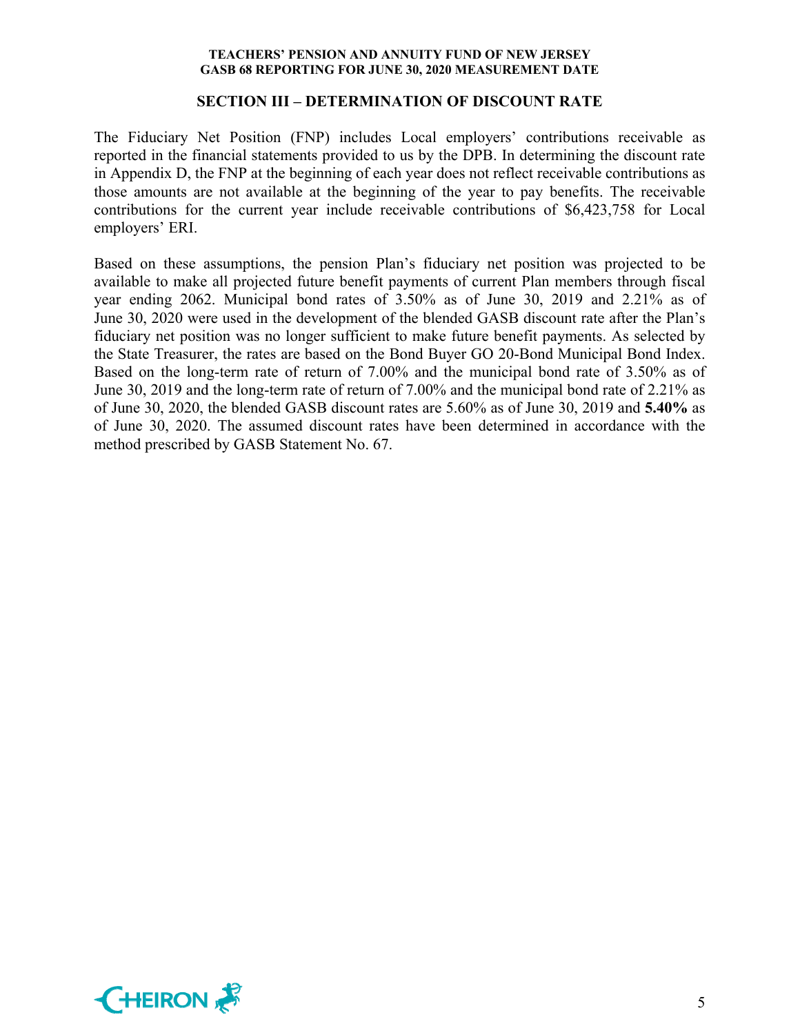## SECTION III – DETERMINATION OF DISCOUNT RATE

The Fiduciary Net Position (FNP) includes Local employers' contributions receivable as reported in the financial statements provided to us by the DPB. In determining the discount rate in Appendix D, the FNP at the beginning of each year does not reflect receivable contributions as those amounts are not available at the beginning of the year to pay benefits. The receivable contributions for the current year include receivable contributions of $6,423,758 for Local employers' ERI.

Based on these assumptions, the pension Plan's fiduciary net position was projected to be available to make all projected future benefit payments of current Plan members through fiscal year ending 2062. Municipal bond rates of 3.50% as of June 30, 2019 and 2.21% as of June 30, 2020 were used in the development of the blended GASB discount rate after the Plan's fiduciary net position was no longer sufficient to make future benefit payments. As selected by the State Treasurer, the rates are based on the Bond Buyer GO 20-Bond Municipal Bond Index. Based on the long-term rate of return of 7.00% and the municipal bond rate of 3.50% as of June 30, 2019 and the long-term rate of return of 7.00% and the municipal bond rate of 2.21% as of June 30, 2020, the blended GASB discount rates are 5.60% as of June 30, 2019 and **5.40%** as of June 30, 2020. The assumed discount rates have been determined in accordance with the method prescribed by GASB Statement No. 67.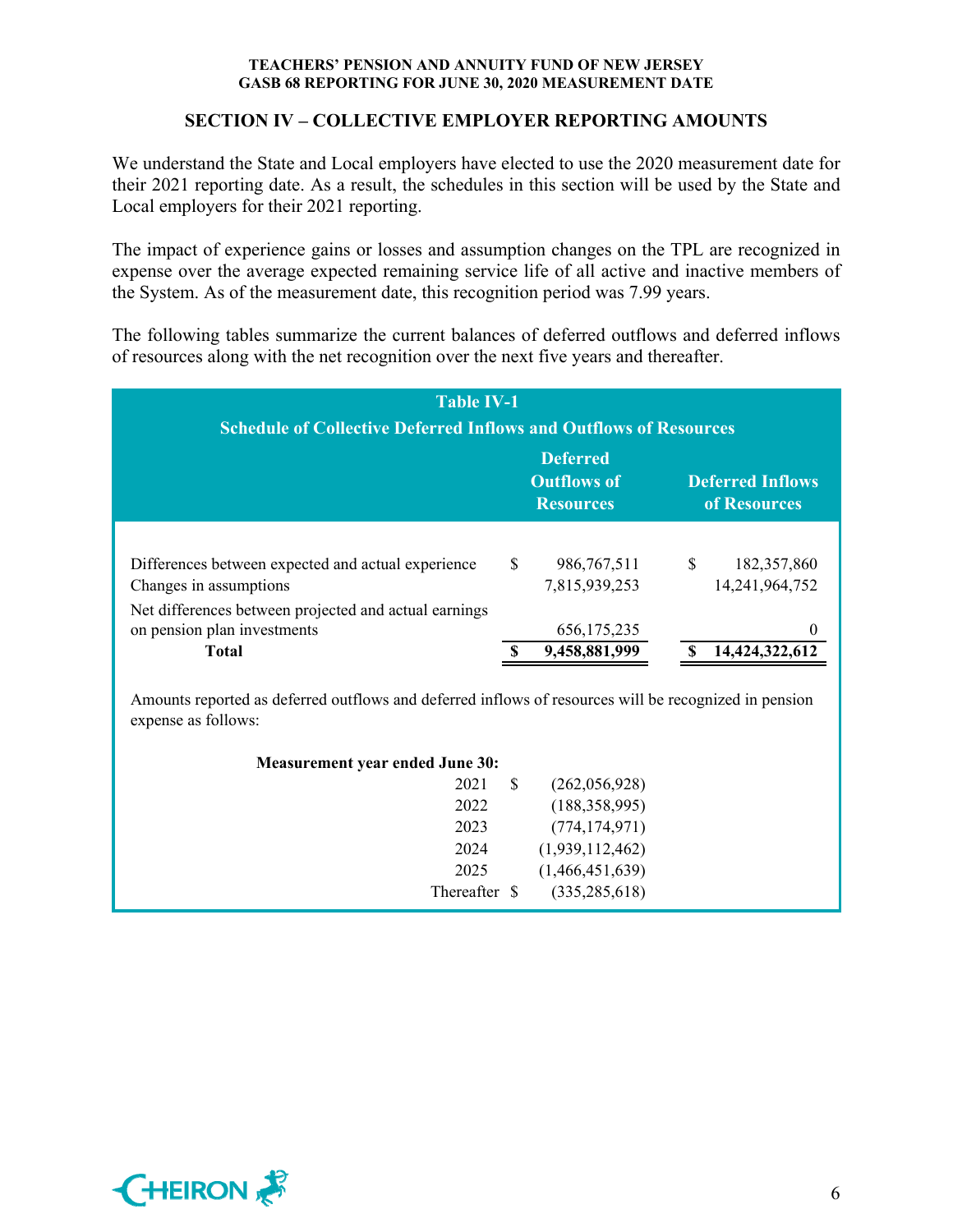## SECTION IV – COLLECTIVE EMPLOYER REPORTING AMOUNTS

We understand the State and Local employers have elected to use the 2020 measurement date for their 2021 reporting date. As a result, the schedules in this section will be used by the State and Local employers for their 2021 reporting.

The impact of experience gains or losses and assumption changes on the TPL are recognized in expense over the average expected remaining service life of all active and inactive members of the System. As of the measurement date, this recognition period was 7.99 years.

The following tables summarize the current balances of deferred outflows and deferred inflows of resources along with the net recognition over the next five years and thereafter.

**Table IV-1**
**Schedule of Collective Deferred Inflows and Outflows of Resources**

| | Deferred Outflows of Resources | Deferred Inflows of Resources |
|---|---|---|
| Differences between expected and actual experience | $ 986,767,511 | $ 182,357,860 |
| Changes in assumptions | 7,815,939,253 | 14,241,964,752 |
| Net differences between projected and actual earnings on pension plan investments | 656,175,235 | 0 |
| **Total** | **$ 9,458,881,999** | **$ 14,424,322,612** |

Amounts reported as deferred outflows and deferred inflows of resources will be recognized in pension expense as follows:

| Measurement year ended June 30: | |
|---|---|
| 2021 | $ (262,056,928) |
| 2022 | (188,358,995) |
| 2023 | (774,174,971) |
| 2024 | (1,939,112,462) |
| 2025 | (1,466,451,639) |
| Thereafter | $ (335,285,618) |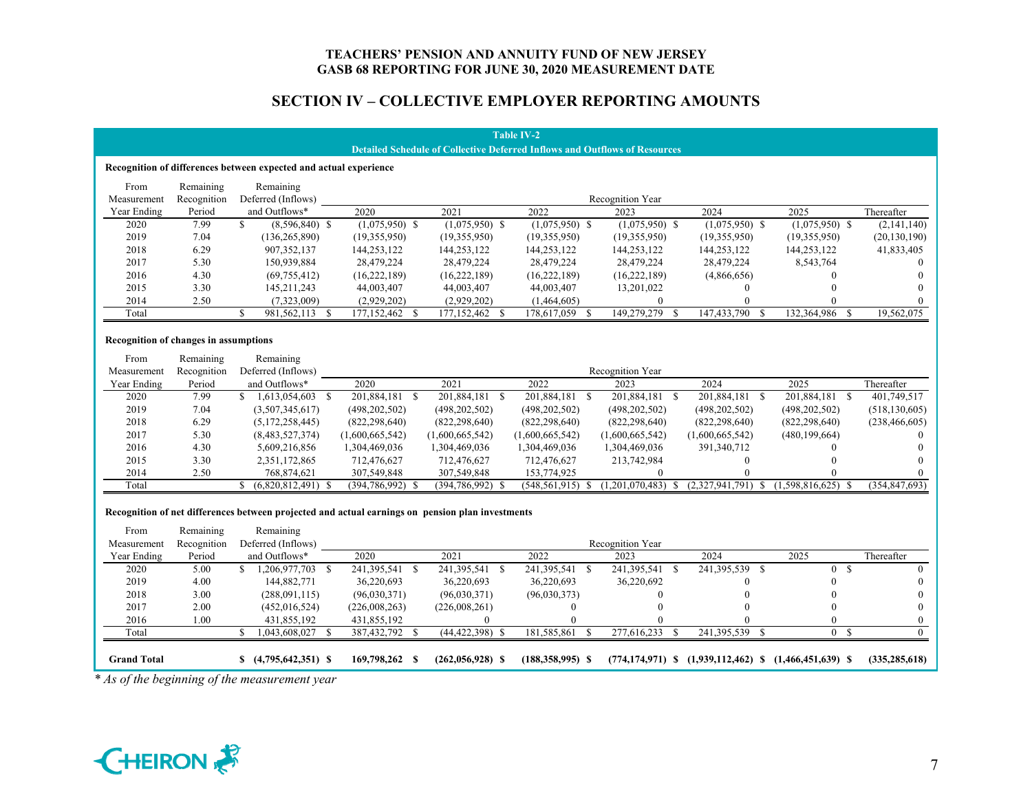# TEACHERS' PENSION AND ANNUITY FUND OF NEW JERSEY
## GASB 68 REPORTING FOR JUNE 30, 2020 MEASUREMENT DATE

## SECTION IV – COLLECTIVE EMPLOYER REPORTING AMOUNTS

**Table IV-2**
**Detailed Schedule of Collective Deferred Inflows and Outflows of Resources**

**Recognition of differences between expected and actual experience**

| From Measurement Year Ending | Remaining Recognition Period | Remaining Deferred (Inflows) and Outflows* | Recognition Year 2020 | 2021 | 2022 | 2023 | 2024 | 2025 | Thereafter |
|---|---|---|---|---|---|---|---|---|---|
| 2020 | 7.99 | $ (8,596,840) | $ (1,075,950) | $ (1,075,950) | $ (1,075,950) | $ (1,075,950) | $ (1,075,950) | $ (1,075,950) | $ (2,141,140) |
| 2019 | 7.04 | (136,265,890) | (19,355,950) | (19,355,950) | (19,355,950) | (19,355,950) | (19,355,950) | (19,355,950) | (20,130,190) |
| 2018 | 6.29 | 907,352,137 | 144,253,122 | 144,253,122 | 144,253,122 | 144,253,122 | 144,253,122 | 144,253,122 | 41,833,405 |
| 2017 | 5.30 | 150,939,884 | 28,479,224 | 28,479,224 | 28,479,224 | 28,479,224 | 28,479,224 | 8,543,764 | 0 |
| 2016 | 4.30 | (69,755,412) | (16,222,189) | (16,222,189) | (16,222,189) | (16,222,189) | (4,866,656) | 0 | 0 |
| 2015 | 3.30 | 145,211,243 | 44,003,407 | 44,003,407 | 44,003,407 | 13,201,022 | 0 | 0 | 0 |
| 2014 | 2.50 | (7,323,009) | (2,929,202) | (2,929,202) | (1,464,605) | 0 | 0 | 0 | 0 |
| Total | | $ 981,562,113 | $ 177,152,462 | $ 177,152,462 | $ 178,617,059 | $ 149,279,279 | $ 147,433,790 | $ 132,364,986 | $ 19,562,075 |

**Recognition of changes in assumptions**

| From Measurement Year Ending | Remaining Recognition Period | Remaining Deferred (Inflows) and Outflows* | Recognition Year 2020 | 2021 | 2022 | 2023 | 2024 | 2025 | Thereafter |
|---|---|---|---|---|---|---|---|---|---|
| 2020 | 7.99 | $ 1,613,054,603 | $ 201,884,181 | $ 201,884,181 | $ 201,884,181 | $ 201,884,181 | $ 201,884,181 | $ 201,884,181 | $ 401,749,517 |
| 2019 | 7.04 | (3,507,345,617) | (498,202,502) | (498,202,502) | (498,202,502) | (498,202,502) | (498,202,502) | (498,202,502) | (518,130,605) |
| 2018 | 6.29 | (5,172,258,445) | (822,298,640) | (822,298,640) | (822,298,640) | (822,298,640) | (822,298,640) | (822,298,640) | (238,466,605) |
| 2017 | 5.30 | (8,483,527,374) | (1,600,665,542) | (1,600,665,542) | (1,600,665,542) | (1,600,665,542) | (1,600,665,542) | (480,199,664) | 0 |
| 2016 | 4.30 | 5,609,216,856 | 1,304,469,036 | 1,304,469,036 | 1,304,469,036 | 1,304,469,036 | 391,340,712 | 0 | 0 |
| 2015 | 3.30 | 2,351,172,865 | 712,476,627 | 712,476,627 | 712,476,627 | 213,742,984 | 0 | 0 | 0 |
| 2014 | 2.50 | 768,874,621 | 307,549,848 | 307,549,848 | 153,774,925 | 0 | 0 | 0 | 0 |
| Total | | $ (6,820,812,491) | $ (394,786,992) | $ (394,786,992) | $ (548,561,915) | $ (1,201,070,483) | $ (2,327,941,791) | $ (1,598,816,625) | $ (354,847,693) |

**Recognition of net differences between projected and actual earnings on pension plan investments**

| From Measurement Year Ending | Remaining Recognition Period | Remaining Deferred (Inflows) and Outflows* | Recognition Year 2020 | 2021 | 2022 | 2023 | 2024 | 2025 | Thereafter |
|---|---|---|---|---|---|---|---|---|---|
| 2020 | 5.00 | $ 1,206,977,703 | $ 241,395,541 | $ 241,395,541 | $ 241,395,541 | $ 241,395,541 | $ 241,395,539 | $ 0 | $ 0 |
| 2019 | 4.00 | 144,882,771 | 36,220,693 | 36,220,693 | 36,220,693 | 36,220,692 | 0 | 0 | 0 |
| 2018 | 3.00 | (288,091,115) | (96,030,371) | (96,030,371) | (96,030,373) | 0 | 0 | 0 | 0 |
| 2017 | 2.00 | (452,016,524) | (226,008,263) | (226,008,261) | 0 | 0 | 0 | 0 | 0 |
| 2016 | 1.00 | 431,855,192 | 431,855,192 | 0 | 0 | 0 | 0 | 0 | 0 |
| Total | | $ 1,043,608,027 | $ 387,432,792 | $ (44,422,398) | $ 181,585,861 | $ 277,616,233 | $ 241,395,539 | $ 0 | $ 0 |
| **Grand Total** | | **$ (4,795,642,351)** | **$ 169,798,262** | **$ (262,056,928)** | **$ (188,358,995)** | **$ (774,174,971)** | **$ (1,939,112,462)** | **$ (1,466,451,639)** | **$ (335,285,618)** |

*\* As of the beginning of the measurement year*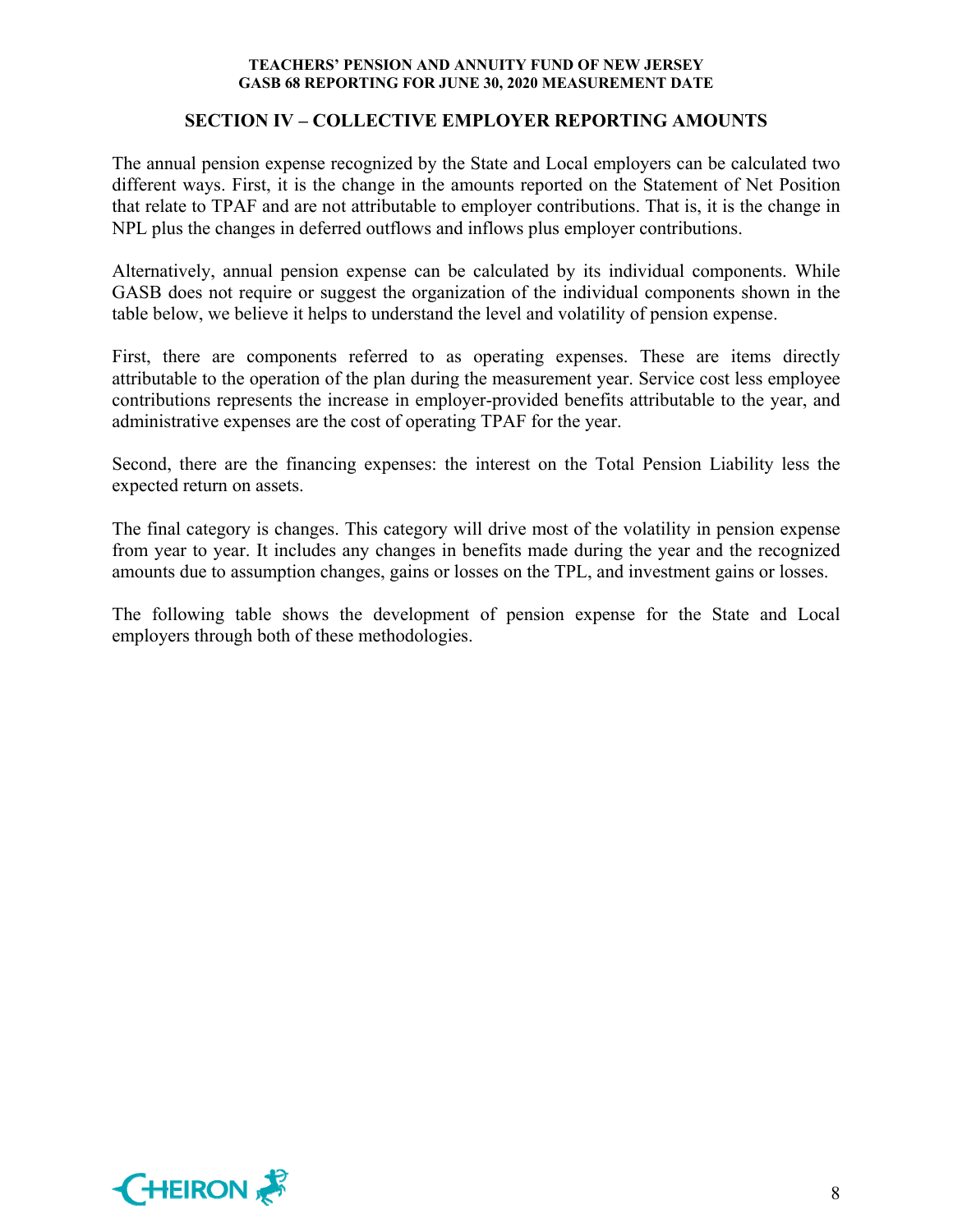## SECTION IV – COLLECTIVE EMPLOYER REPORTING AMOUNTS

The annual pension expense recognized by the State and Local employers can be calculated two different ways. First, it is the change in the amounts reported on the Statement of Net Position that relate to TPAF and are not attributable to employer contributions. That is, it is the change in NPL plus the changes in deferred outflows and inflows plus employer contributions.

Alternatively, annual pension expense can be calculated by its individual components. While GASB does not require or suggest the organization of the individual components shown in the table below, we believe it helps to understand the level and volatility of pension expense.

First, there are components referred to as operating expenses. These are items directly attributable to the operation of the plan during the measurement year. Service cost less employee contributions represents the increase in employer-provided benefits attributable to the year, and administrative expenses are the cost of operating TPAF for the year.

Second, there are the financing expenses: the interest on the Total Pension Liability less the expected return on assets.

The final category is changes. This category will drive most of the volatility in pension expense from year to year. It includes any changes in benefits made during the year and the recognized amounts due to assumption changes, gains or losses on the TPL, and investment gains or losses.

The following table shows the development of pension expense for the State and Local employers through both of these methodologies.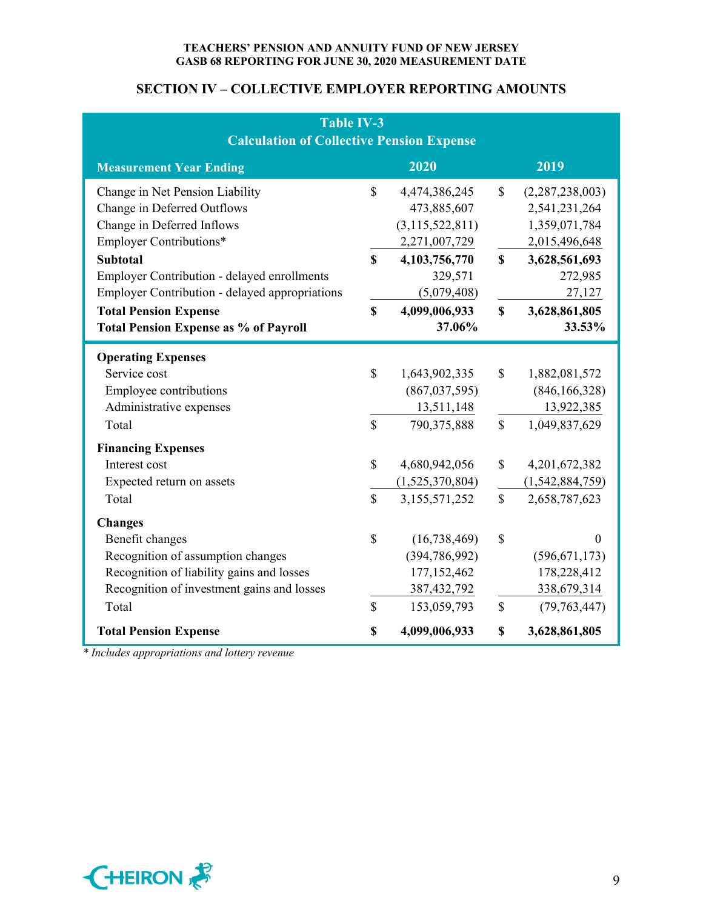## SECTION IV – COLLECTIVE EMPLOYER REPORTING AMOUNTS

**Table IV-3**
**Calculation of Collective Pension Expense**

| Measurement Year Ending | 2020 | 2019 |
|---|---|---|
| Change in Net Pension Liability | $ 4,474,386,245 | $ (2,287,238,003) |
| Change in Deferred Outflows | 473,885,607 | 2,541,231,264 |
| Change in Deferred Inflows | (3,115,522,811) | 1,359,071,784 |
| Employer Contributions* | 2,271,007,729 | 2,015,496,648 |
| **Subtotal** | **$ 4,103,756,770** | **$ 3,628,561,693** |
| Employer Contribution - delayed enrollments | 329,571 | 272,985 |
| Employer Contribution - delayed appropriations | (5,079,408) | 27,127 |
| **Total Pension Expense** | **$ 4,099,006,933** | **$ 3,628,861,805** |
| **Total Pension Expense as % of Payroll** | **37.06%** | **33.53%** |
| **Operating Expenses** | | |
| Service cost | $ 1,643,902,335 | $ 1,882,081,572 |
| Employee contributions | (867,037,595) | (846,166,328) |
| Administrative expenses | 13,511,148 | 13,922,385 |
| Total | $ 790,375,888 | $ 1,049,837,629 |
| **Financing Expenses** | | |
| Interest cost | $ 4,680,942,056 | $ 4,201,672,382 |
| Expected return on assets | (1,525,370,804) | (1,542,884,759) |
| Total | $ 3,155,571,252 | $ 2,658,787,623 |
| **Changes** | | |
| Benefit changes | $ (16,738,469) | $ 0 |
| Recognition of assumption changes | (394,786,992) | (596,671,173) |
| Recognition of liability gains and losses | 177,152,462 | 178,228,412 |
| Recognition of investment gains and losses | 387,432,792 | 338,679,314 |
| Total | $ 153,059,793 | $ (79,763,447) |
| **Total Pension Expense** | **$ 4,099,006,933** | **$ 3,628,861,805** |

*\* Includes appropriations and lottery revenue*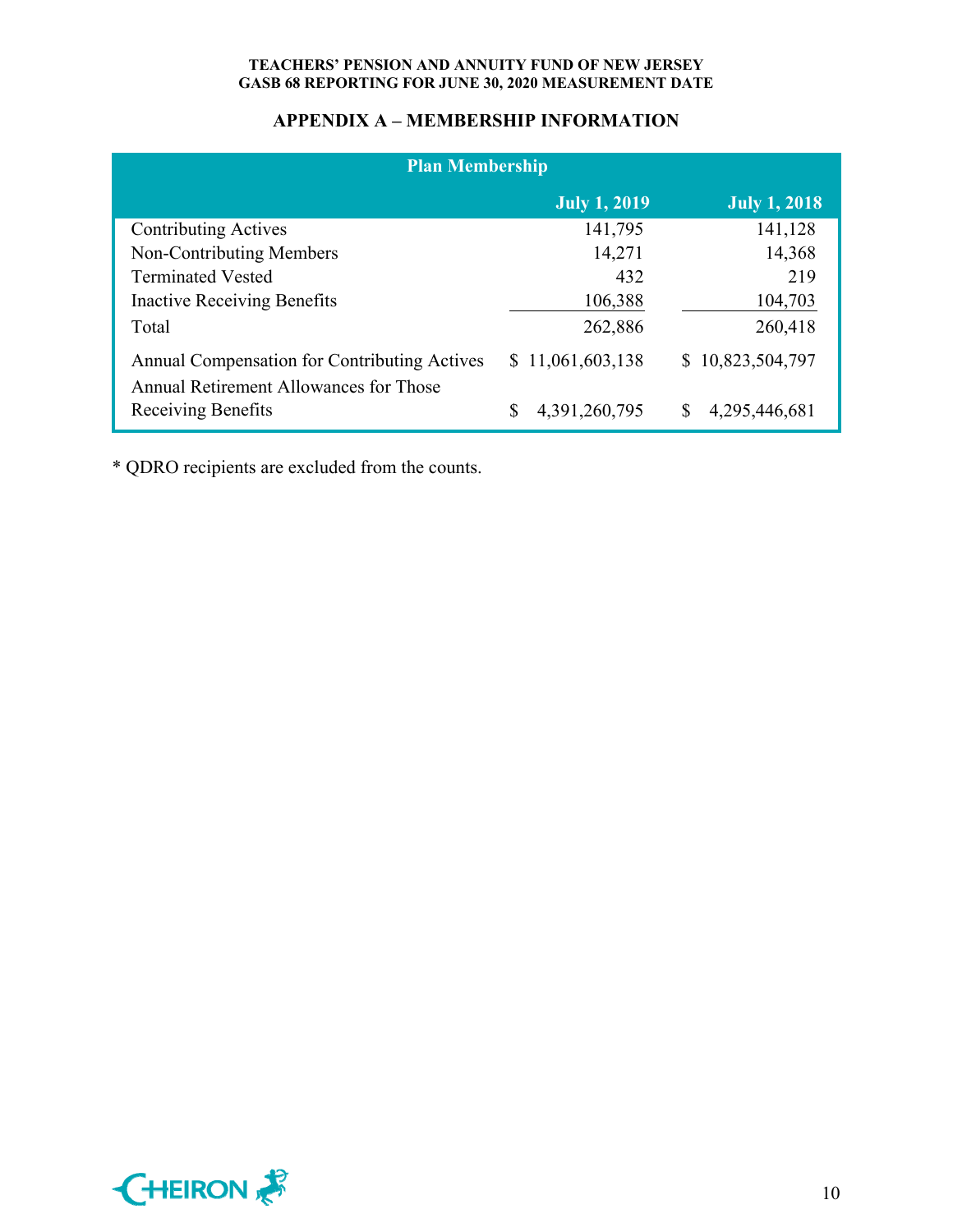## APPENDIX A – MEMBERSHIP INFORMATION

| Plan Membership | | |
|---|---|---|
| | **July 1, 2019** | **July 1, 2018** |
| Contributing Actives | 141,795 | 141,128 |
| Non-Contributing Members | 14,271 | 14,368 |
| Terminated Vested | 432 | 219 |
| Inactive Receiving Benefits | 106,388 | 104,703 |
| Total | 262,886 | 260,418 |
| Annual Compensation for Contributing Actives | $ 11,061,603,138 | $ 10,823,504,797 |
| Annual Retirement Allowances for Those Receiving Benefits | $ 4,391,260,795 | $ 4,295,446,681 |

* QDRO recipients are excluded from the counts.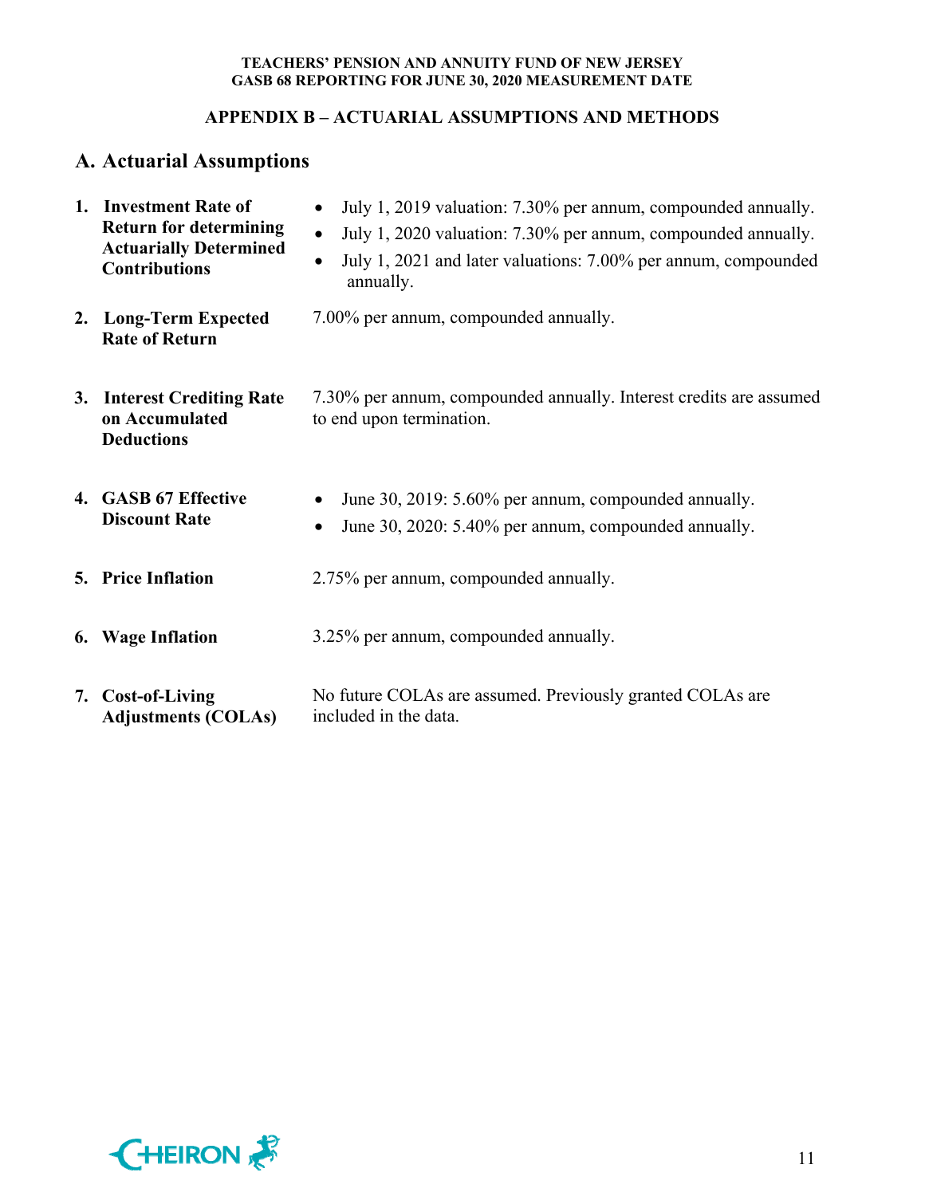## APPENDIX B – ACTUARIAL ASSUMPTIONS AND METHODS

### A. Actuarial Assumptions

1. **Investment Rate of Return for determining Actuarially Determined Contributions**
   - July 1, 2019 valuation: 7.30% per annum, compounded annually.
   - July 1, 2020 valuation: 7.30% per annum, compounded annually.
   - July 1, 2021 and later valuations: 7.00% per annum, compounded annually.

2. **Long-Term Expected Rate of Return**

   7.00% per annum, compounded annually.

3. **Interest Crediting Rate on Accumulated Deductions**

   7.30% per annum, compounded annually. Interest credits are assumed to end upon termination.

4. **GASB 67 Effective Discount Rate**
   - June 30, 2019: 5.60% per annum, compounded annually.
   - June 30, 2020: 5.40% per annum, compounded annually.

5. **Price Inflation**

   2.75% per annum, compounded annually.

6. **Wage Inflation**

   3.25% per annum, compounded annually.

7. **Cost-of-Living Adjustments (COLAs)**

   No future COLAs are assumed. Previously granted COLAs are included in the data.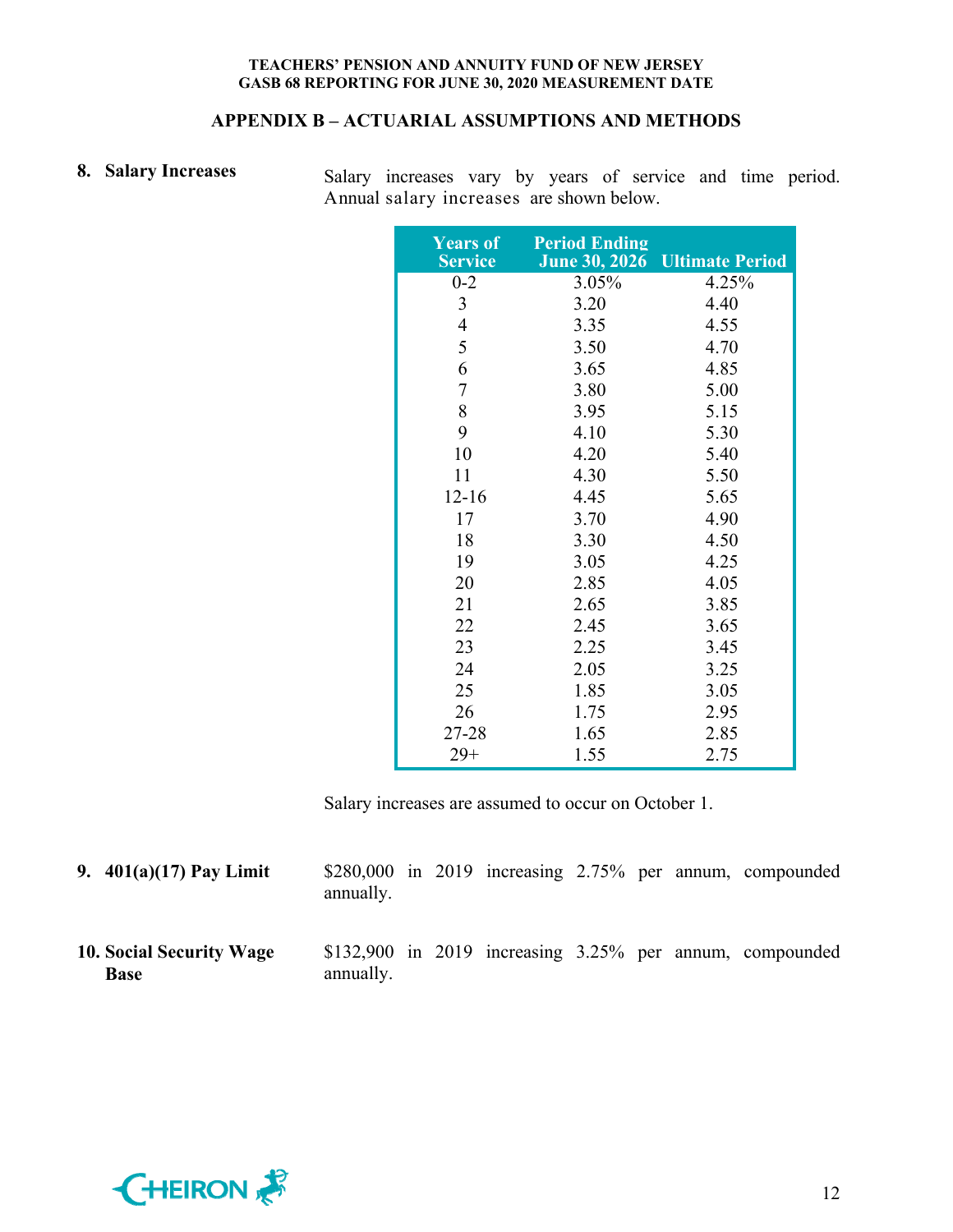## APPENDIX B – ACTUARIAL ASSUMPTIONS AND METHODS

**8. Salary Increases**

Salary increases vary by years of service and time period. Annual salary increases are shown below.

| Years of Service | Period Ending June 30, 2026 | Ultimate Period |
|---|---|---|
| 0-2 | 3.05% | 4.25% |
| 3 | 3.20 | 4.40 |
| 4 | 3.35 | 4.55 |
| 5 | 3.50 | 4.70 |
| 6 | 3.65 | 4.85 |
| 7 | 3.80 | 5.00 |
| 8 | 3.95 | 5.15 |
| 9 | 4.10 | 5.30 |
| 10 | 4.20 | 5.40 |
| 11 | 4.30 | 5.50 |
| 12-16 | 4.45 | 5.65 |
| 17 | 3.70 | 4.90 |
| 18 | 3.30 | 4.50 |
| 19 | 3.05 | 4.25 |
| 20 | 2.85 | 4.05 |
| 21 | 2.65 | 3.85 |
| 22 | 2.45 | 3.65 |
| 23 | 2.25 | 3.45 |
| 24 | 2.05 | 3.25 |
| 25 | 1.85 | 3.05 |
| 26 | 1.75 | 2.95 |
| 27-28 | 1.65 | 2.85 |
| 29+ | 1.55 | 2.75 |

Salary increases are assumed to occur on October 1.

**9. 401(a)(17) Pay Limit**

$280,000 in 2019 increasing 2.75% per annum, compounded annually.

**10. Social Security Wage Base**

$132,900 in 2019 increasing 3.25% per annum, compounded annually.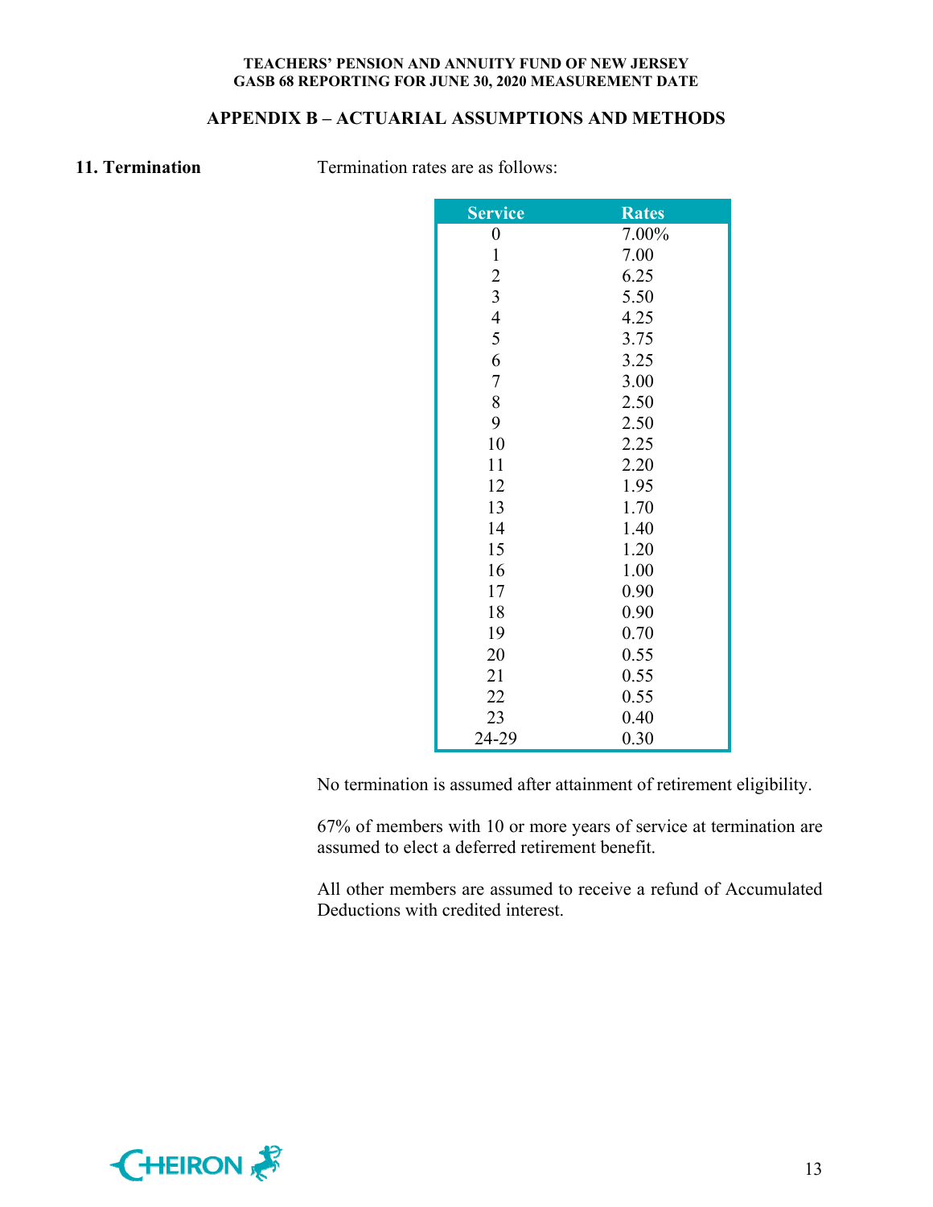## APPENDIX B – ACTUARIAL ASSUMPTIONS AND METHODS

**11. Termination**

Termination rates are as follows:

| Service | Rates |
|---|---|
| 0 | 7.00% |
| 1 | 7.00 |
| 2 | 6.25 |
| 3 | 5.50 |
| 4 | 4.25 |
| 5 | 3.75 |
| 6 | 3.25 |
| 7 | 3.00 |
| 8 | 2.50 |
| 9 | 2.50 |
| 10 | 2.25 |
| 11 | 2.20 |
| 12 | 1.95 |
| 13 | 1.70 |
| 14 | 1.40 |
| 15 | 1.20 |
| 16 | 1.00 |
| 17 | 0.90 |
| 18 | 0.90 |
| 19 | 0.70 |
| 20 | 0.55 |
| 21 | 0.55 |
| 22 | 0.55 |
| 23 | 0.40 |
| 24-29 | 0.30 |

No termination is assumed after attainment of retirement eligibility.

67% of members with 10 or more years of service at termination are assumed to elect a deferred retirement benefit.

All other members are assumed to receive a refund of Accumulated Deductions with credited interest.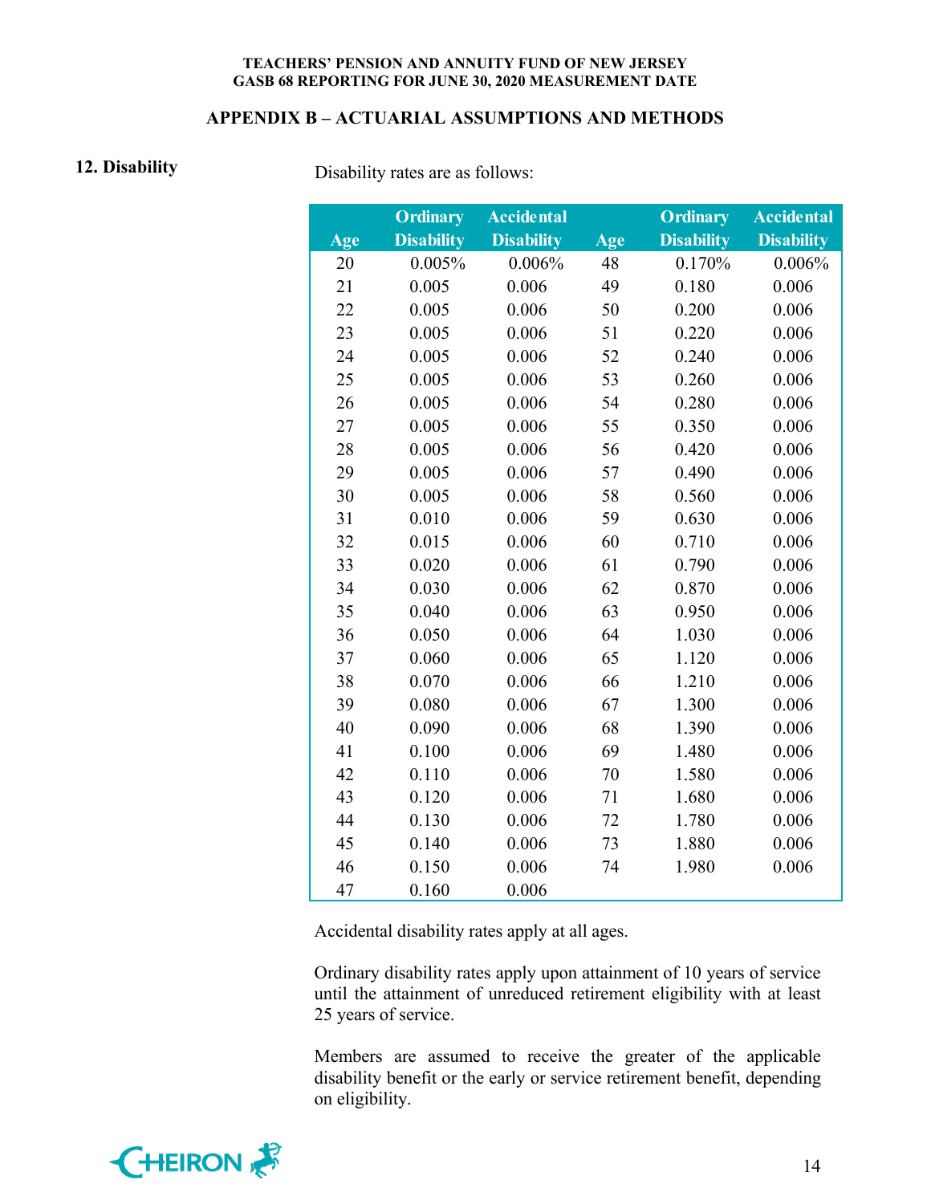## APPENDIX B – ACTUARIAL ASSUMPTIONS AND METHODS

**12. Disability**

Disability rates are as follows:

| Age | Ordinary Disability | Accidental Disability | Age | Ordinary Disability | Accidental Disability |
|---|---|---|---|---|---|
| 20 | 0.005% | 0.006% | 48 | 0.170% | 0.006% |
| 21 | 0.005 | 0.006 | 49 | 0.180 | 0.006 |
| 22 | 0.005 | 0.006 | 50 | 0.200 | 0.006 |
| 23 | 0.005 | 0.006 | 51 | 0.220 | 0.006 |
| 24 | 0.005 | 0.006 | 52 | 0.240 | 0.006 |
| 25 | 0.005 | 0.006 | 53 | 0.260 | 0.006 |
| 26 | 0.005 | 0.006 | 54 | 0.280 | 0.006 |
| 27 | 0.005 | 0.006 | 55 | 0.350 | 0.006 |
| 28 | 0.005 | 0.006 | 56 | 0.420 | 0.006 |
| 29 | 0.005 | 0.006 | 57 | 0.490 | 0.006 |
| 30 | 0.005 | 0.006 | 58 | 0.560 | 0.006 |
| 31 | 0.010 | 0.006 | 59 | 0.630 | 0.006 |
| 32 | 0.015 | 0.006 | 60 | 0.710 | 0.006 |
| 33 | 0.020 | 0.006 | 61 | 0.790 | 0.006 |
| 34 | 0.030 | 0.006 | 62 | 0.870 | 0.006 |
| 35 | 0.040 | 0.006 | 63 | 0.950 | 0.006 |
| 36 | 0.050 | 0.006 | 64 | 1.030 | 0.006 |
| 37 | 0.060 | 0.006 | 65 | 1.120 | 0.006 |
| 38 | 0.070 | 0.006 | 66 | 1.210 | 0.006 |
| 39 | 0.080 | 0.006 | 67 | 1.300 | 0.006 |
| 40 | 0.090 | 0.006 | 68 | 1.390 | 0.006 |
| 41 | 0.100 | 0.006 | 69 | 1.480 | 0.006 |
| 42 | 0.110 | 0.006 | 70 | 1.580 | 0.006 |
| 43 | 0.120 | 0.006 | 71 | 1.680 | 0.006 |
| 44 | 0.130 | 0.006 | 72 | 1.780 | 0.006 |
| 45 | 0.140 | 0.006 | 73 | 1.880 | 0.006 |
| 46 | 0.150 | 0.006 | 74 | 1.980 | 0.006 |
| 47 | 0.160 | 0.006 | | | |

Accidental disability rates apply at all ages.

Ordinary disability rates apply upon attainment of 10 years of service until the attainment of unreduced retirement eligibility with at least 25 years of service.

Members are assumed to receive the greater of the applicable disability benefit or the early or service retirement benefit, depending on eligibility.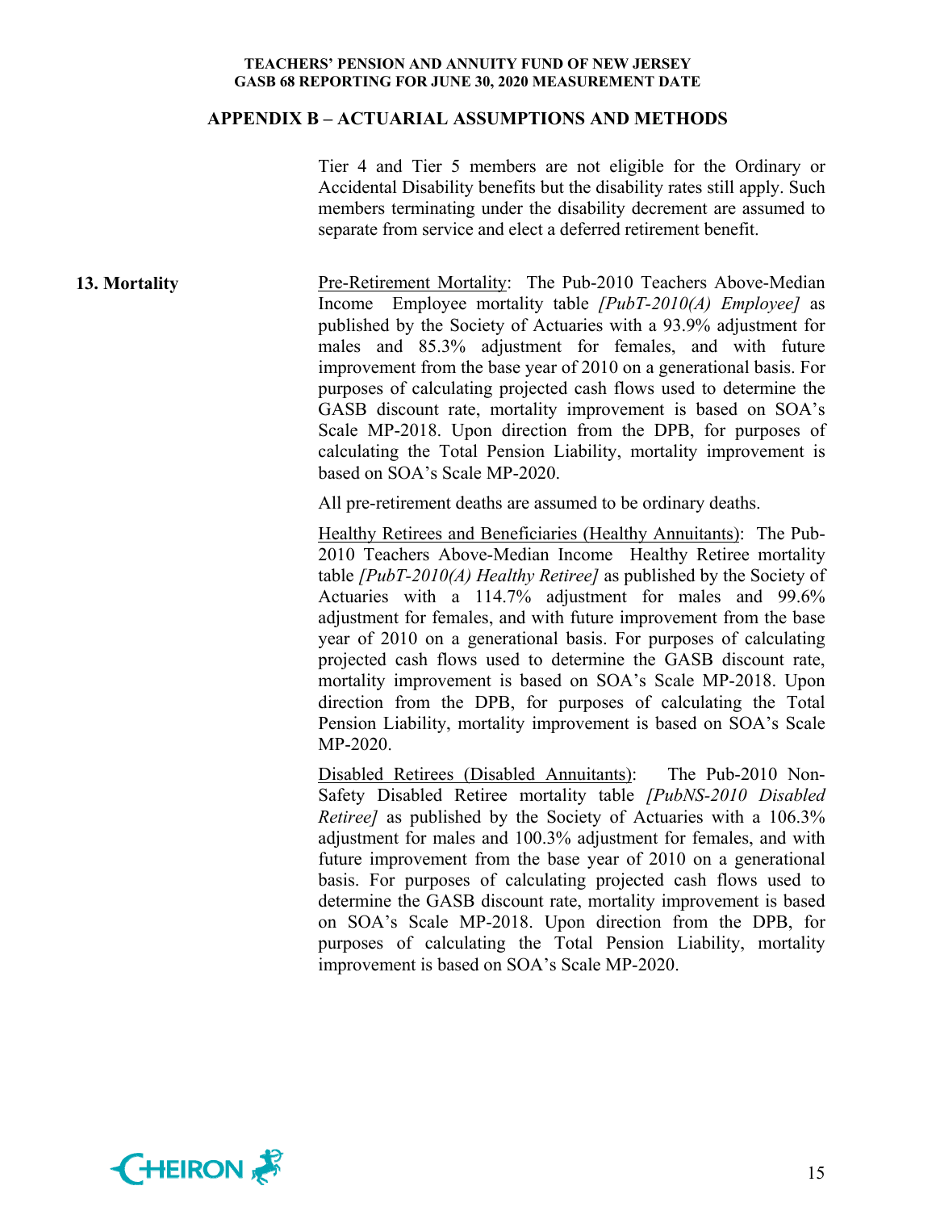## APPENDIX B – ACTUARIAL ASSUMPTIONS AND METHODS

Tier 4 and Tier 5 members are not eligible for the Ordinary or Accidental Disability benefits but the disability rates still apply. Such members terminating under the disability decrement are assumed to separate from service and elect a deferred retirement benefit.

**13. Mortality**

Pre-Retirement Mortality: The Pub-2010 Teachers Above-Median Income Employee mortality table *[PubT-2010(A) Employee]* as published by the Society of Actuaries with a 93.9% adjustment for males and 85.3% adjustment for females, and with future improvement from the base year of 2010 on a generational basis. For purposes of calculating projected cash flows used to determine the GASB discount rate, mortality improvement is based on SOA's Scale MP-2018. Upon direction from the DPB, for purposes of calculating the Total Pension Liability, mortality improvement is based on SOA's Scale MP-2020.

All pre-retirement deaths are assumed to be ordinary deaths.

Healthy Retirees and Beneficiaries (Healthy Annuitants): The Pub-2010 Teachers Above-Median Income Healthy Retiree mortality table *[PubT-2010(A) Healthy Retiree]* as published by the Society of Actuaries with a 114.7% adjustment for males and 99.6% adjustment for females, and with future improvement from the base year of 2010 on a generational basis. For purposes of calculating projected cash flows used to determine the GASB discount rate, mortality improvement is based on SOA's Scale MP-2018. Upon direction from the DPB, for purposes of calculating the Total Pension Liability, mortality improvement is based on SOA's Scale MP-2020.

Disabled Retirees (Disabled Annuitants): The Pub-2010 Non-Safety Disabled Retiree mortality table *[PubNS-2010 Disabled Retiree]* as published by the Society of Actuaries with a 106.3% adjustment for males and 100.3% adjustment for females, and with future improvement from the base year of 2010 on a generational basis. For purposes of calculating projected cash flows used to determine the GASB discount rate, mortality improvement is based on SOA's Scale MP-2018. Upon direction from the DPB, for purposes of calculating the Total Pension Liability, mortality improvement is based on SOA's Scale MP-2020.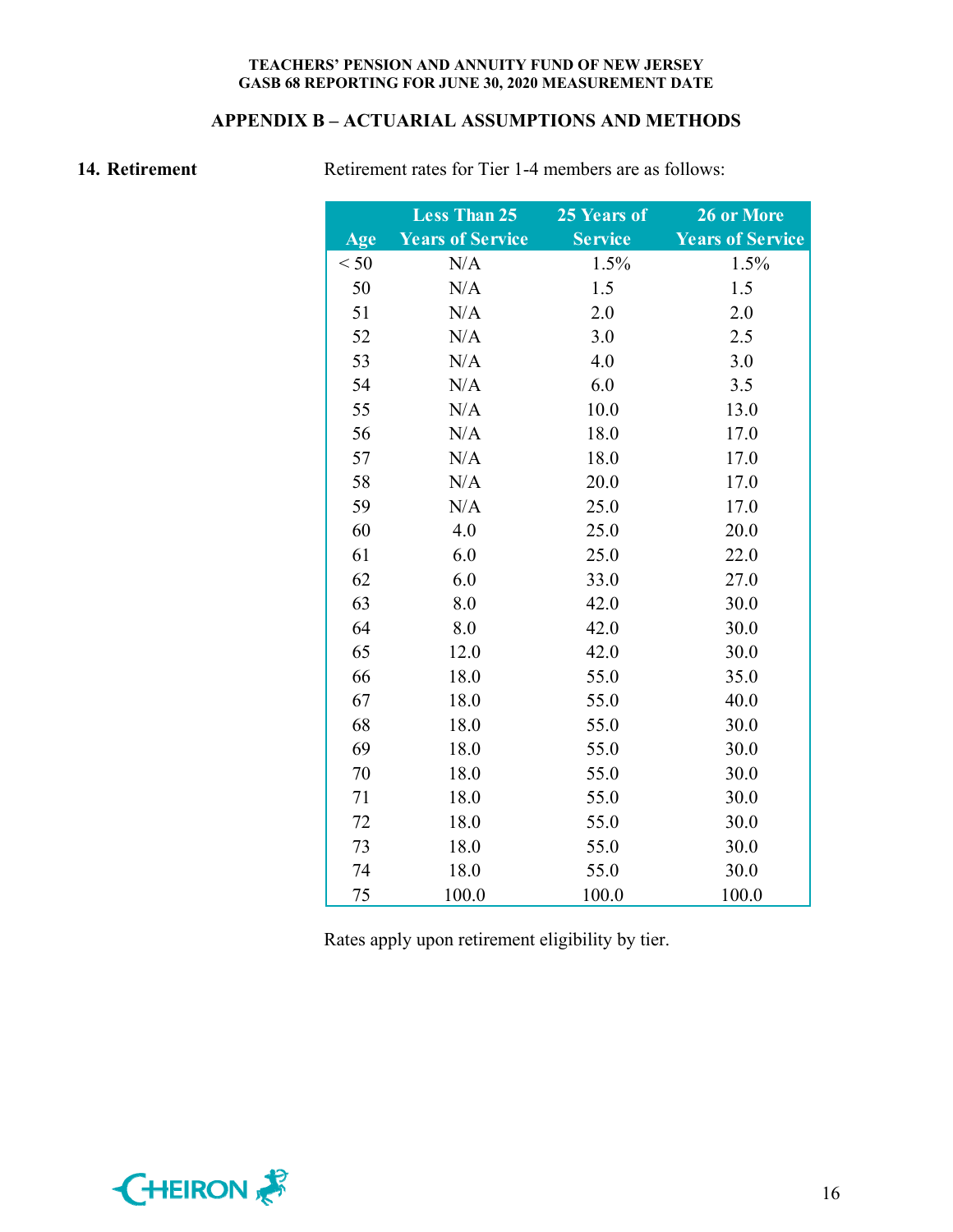## APPENDIX B – ACTUARIAL ASSUMPTIONS AND METHODS

**14. Retirement**

Retirement rates for Tier 1-4 members are as follows:

| Age | Less Than 25 Years of Service | 25 Years of Service | 26 or More Years of Service |
|---|---|---|---|
| < 50 | N/A | 1.5% | 1.5% |
| 50 | N/A | 1.5 | 1.5 |
| 51 | N/A | 2.0 | 2.0 |
| 52 | N/A | 3.0 | 2.5 |
| 53 | N/A | 4.0 | 3.0 |
| 54 | N/A | 6.0 | 3.5 |
| 55 | N/A | 10.0 | 13.0 |
| 56 | N/A | 18.0 | 17.0 |
| 57 | N/A | 18.0 | 17.0 |
| 58 | N/A | 20.0 | 17.0 |
| 59 | N/A | 25.0 | 17.0 |
| 60 | 4.0 | 25.0 | 20.0 |
| 61 | 6.0 | 25.0 | 22.0 |
| 62 | 6.0 | 33.0 | 27.0 |
| 63 | 8.0 | 42.0 | 30.0 |
| 64 | 8.0 | 42.0 | 30.0 |
| 65 | 12.0 | 42.0 | 30.0 |
| 66 | 18.0 | 55.0 | 35.0 |
| 67 | 18.0 | 55.0 | 40.0 |
| 68 | 18.0 | 55.0 | 30.0 |
| 69 | 18.0 | 55.0 | 30.0 |
| 70 | 18.0 | 55.0 | 30.0 |
| 71 | 18.0 | 55.0 | 30.0 |
| 72 | 18.0 | 55.0 | 30.0 |
| 73 | 18.0 | 55.0 | 30.0 |
| 74 | 18.0 | 55.0 | 30.0 |
| 75 | 100.0 | 100.0 | 100.0 |

Rates apply upon retirement eligibility by tier.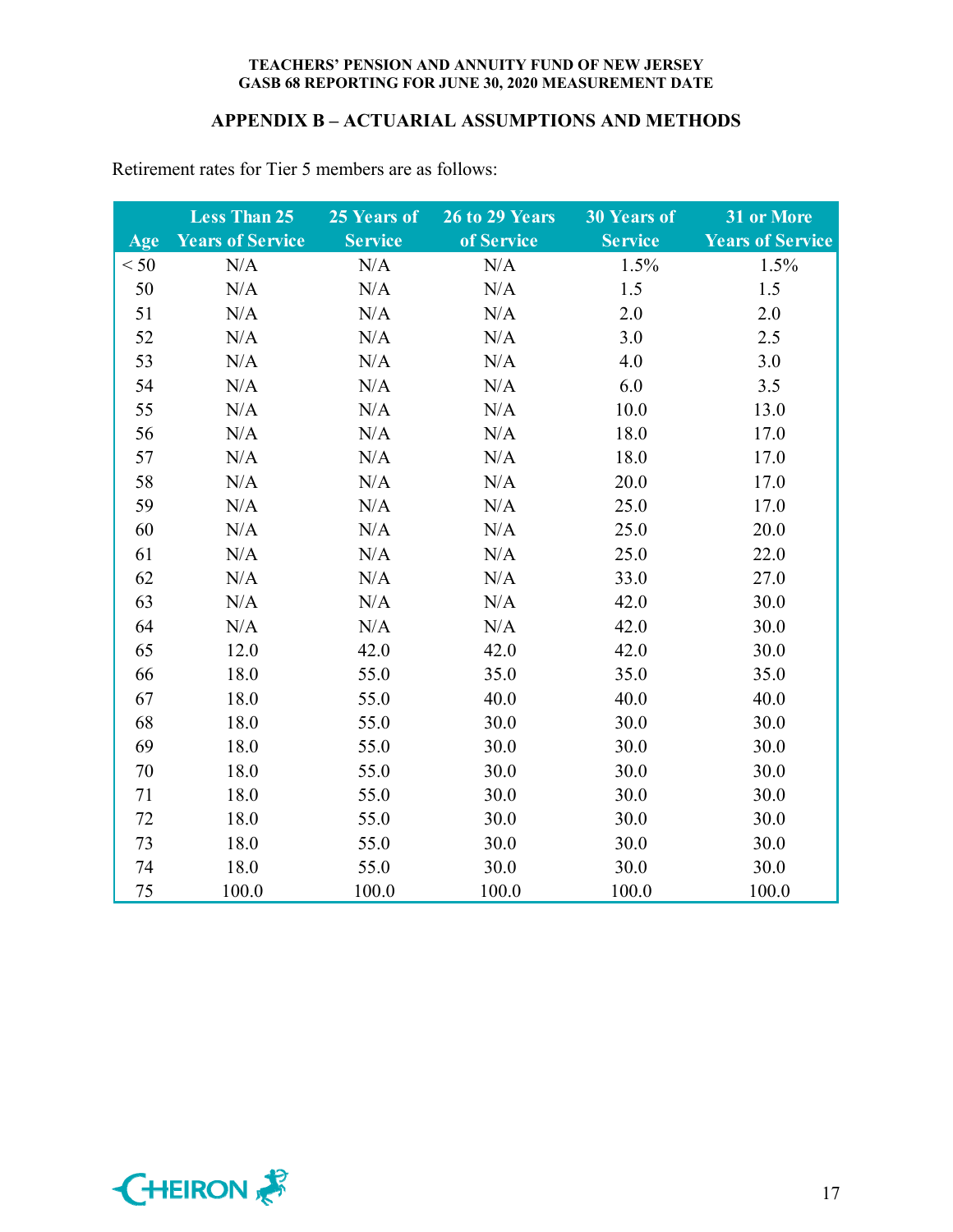## APPENDIX B – ACTUARIAL ASSUMPTIONS AND METHODS

Retirement rates for Tier 5 members are as follows:

| Age | Less Than 25 Years of Service | 25 Years of Service | 26 to 29 Years of Service | 30 Years of Service | 31 or More Years of Service |
|---|---|---|---|---|---|
| < 50 | N/A | N/A | N/A | 1.5% | 1.5% |
| 50 | N/A | N/A | N/A | 1.5 | 1.5 |
| 51 | N/A | N/A | N/A | 2.0 | 2.0 |
| 52 | N/A | N/A | N/A | 3.0 | 2.5 |
| 53 | N/A | N/A | N/A | 4.0 | 3.0 |
| 54 | N/A | N/A | N/A | 6.0 | 3.5 |
| 55 | N/A | N/A | N/A | 10.0 | 13.0 |
| 56 | N/A | N/A | N/A | 18.0 | 17.0 |
| 57 | N/A | N/A | N/A | 18.0 | 17.0 |
| 58 | N/A | N/A | N/A | 20.0 | 17.0 |
| 59 | N/A | N/A | N/A | 25.0 | 17.0 |
| 60 | N/A | N/A | N/A | 25.0 | 20.0 |
| 61 | N/A | N/A | N/A | 25.0 | 22.0 |
| 62 | N/A | N/A | N/A | 33.0 | 27.0 |
| 63 | N/A | N/A | N/A | 42.0 | 30.0 |
| 64 | N/A | N/A | N/A | 42.0 | 30.0 |
| 65 | 12.0 | 42.0 | 42.0 | 42.0 | 30.0 |
| 66 | 18.0 | 55.0 | 35.0 | 35.0 | 35.0 |
| 67 | 18.0 | 55.0 | 40.0 | 40.0 | 40.0 |
| 68 | 18.0 | 55.0 | 30.0 | 30.0 | 30.0 |
| 69 | 18.0 | 55.0 | 30.0 | 30.0 | 30.0 |
| 70 | 18.0 | 55.0 | 30.0 | 30.0 | 30.0 |
| 71 | 18.0 | 55.0 | 30.0 | 30.0 | 30.0 |
| 72 | 18.0 | 55.0 | 30.0 | 30.0 | 30.0 |
| 73 | 18.0 | 55.0 | 30.0 | 30.0 | 30.0 |
| 74 | 18.0 | 55.0 | 30.0 | 30.0 | 30.0 |
| 75 | 100.0 | 100.0 | 100.0 | 100.0 | 100.0 |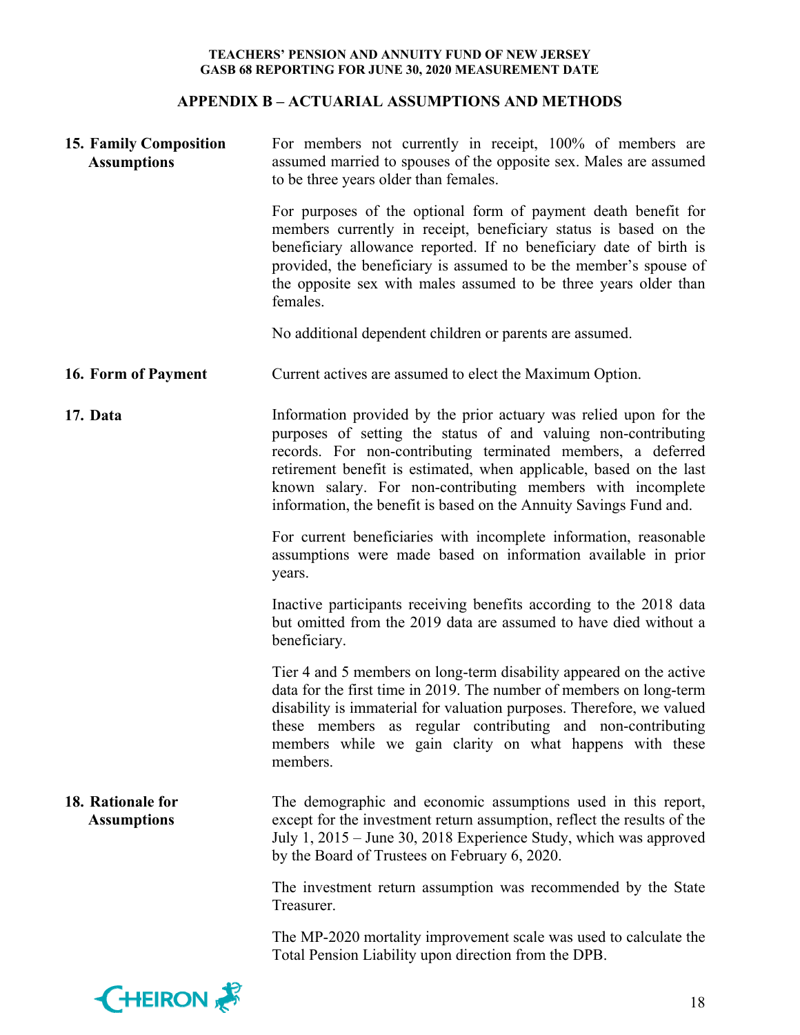## APPENDIX B – ACTUARIAL ASSUMPTIONS AND METHODS

**15. Family Composition Assumptions**

For members not currently in receipt, 100% of members are assumed married to spouses of the opposite sex. Males are assumed to be three years older than females.

For purposes of the optional form of payment death benefit for members currently in receipt, beneficiary status is based on the beneficiary allowance reported. If no beneficiary date of birth is provided, the beneficiary is assumed to be the member's spouse of the opposite sex with males assumed to be three years older than females.

No additional dependent children or parents are assumed.

**16. Form of Payment**

Current actives are assumed to elect the Maximum Option.

**17. Data**

Information provided by the prior actuary was relied upon for the purposes of setting the status of and valuing non-contributing records. For non-contributing terminated members, a deferred retirement benefit is estimated, when applicable, based on the last known salary. For non-contributing members with incomplete information, the benefit is based on the Annuity Savings Fund and.

For current beneficiaries with incomplete information, reasonable assumptions were made based on information available in prior years.

Inactive participants receiving benefits according to the 2018 data but omitted from the 2019 data are assumed to have died without a beneficiary.

Tier 4 and 5 members on long-term disability appeared on the active data for the first time in 2019. The number of members on long-term disability is immaterial for valuation purposes. Therefore, we valued these members as regular contributing and non-contributing members while we gain clarity on what happens with these members.

**18. Rationale for Assumptions**

The demographic and economic assumptions used in this report, except for the investment return assumption, reflect the results of the July 1, 2015 – June 30, 2018 Experience Study, which was approved by the Board of Trustees on February 6, 2020.

The investment return assumption was recommended by the State Treasurer.

The MP-2020 mortality improvement scale was used to calculate the Total Pension Liability upon direction from the DPB.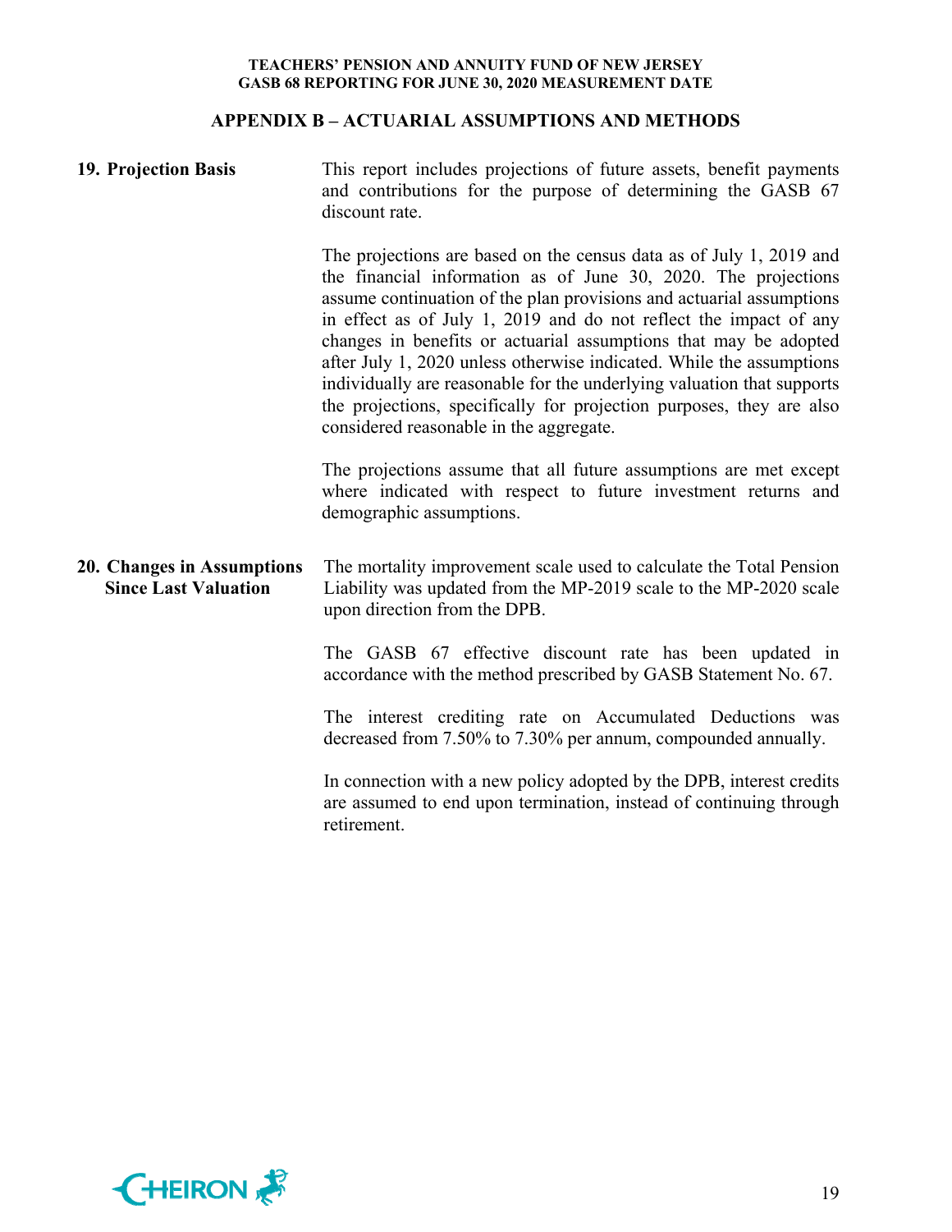## APPENDIX B – ACTUARIAL ASSUMPTIONS AND METHODS

**19. Projection Basis**

This report includes projections of future assets, benefit payments and contributions for the purpose of determining the GASB 67 discount rate.

The projections are based on the census data as of July 1, 2019 and the financial information as of June 30, 2020. The projections assume continuation of the plan provisions and actuarial assumptions in effect as of July 1, 2019 and do not reflect the impact of any changes in benefits or actuarial assumptions that may be adopted after July 1, 2020 unless otherwise indicated. While the assumptions individually are reasonable for the underlying valuation that supports the projections, specifically for projection purposes, they are also considered reasonable in the aggregate.

The projections assume that all future assumptions are met except where indicated with respect to future investment returns and demographic assumptions.

**20. Changes in Assumptions Since Last Valuation**

The mortality improvement scale used to calculate the Total Pension Liability was updated from the MP-2019 scale to the MP-2020 scale upon direction from the DPB.

The GASB 67 effective discount rate has been updated in accordance with the method prescribed by GASB Statement No. 67.

The interest crediting rate on Accumulated Deductions was decreased from 7.50% to 7.30% per annum, compounded annually.

In connection with a new policy adopted by the DPB, interest credits are assumed to end upon termination, instead of continuing through retirement.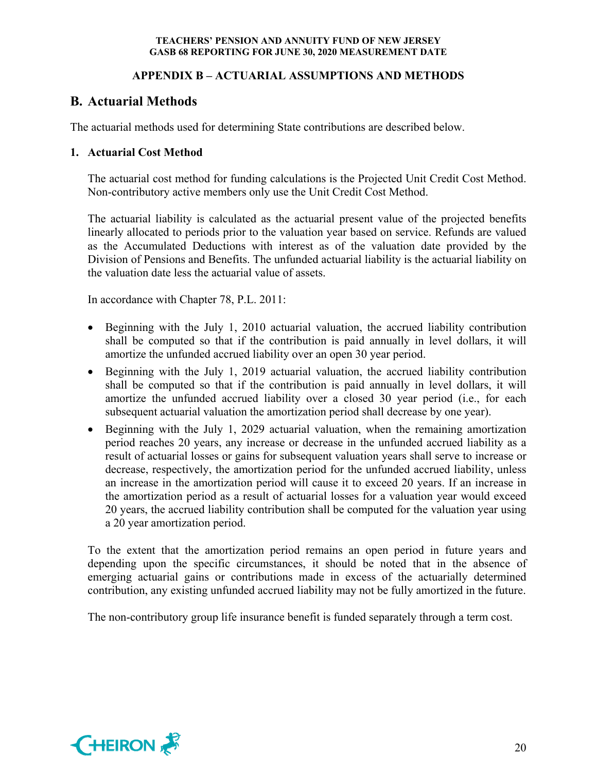## APPENDIX B – ACTUARIAL ASSUMPTIONS AND METHODS

## B. Actuarial Methods

The actuarial methods used for determining State contributions are described below.

### 1. Actuarial Cost Method

The actuarial cost method for funding calculations is the Projected Unit Credit Cost Method. Non-contributory active members only use the Unit Credit Cost Method.

The actuarial liability is calculated as the actuarial present value of the projected benefits linearly allocated to periods prior to the valuation year based on service. Refunds are valued as the Accumulated Deductions with interest as of the valuation date provided by the Division of Pensions and Benefits. The unfunded actuarial liability is the actuarial liability on the valuation date less the actuarial value of assets.

In accordance with Chapter 78, P.L. 2011:

- Beginning with the July 1, 2010 actuarial valuation, the accrued liability contribution shall be computed so that if the contribution is paid annually in level dollars, it will amortize the unfunded accrued liability over an open 30 year period.
- Beginning with the July 1, 2019 actuarial valuation, the accrued liability contribution shall be computed so that if the contribution is paid annually in level dollars, it will amortize the unfunded accrued liability over a closed 30 year period (i.e., for each subsequent actuarial valuation the amortization period shall decrease by one year).
- Beginning with the July 1, 2029 actuarial valuation, when the remaining amortization period reaches 20 years, any increase or decrease in the unfunded accrued liability as a result of actuarial losses or gains for subsequent valuation years shall serve to increase or decrease, respectively, the amortization period for the unfunded accrued liability, unless an increase in the amortization period will cause it to exceed 20 years. If an increase in the amortization period as a result of actuarial losses for a valuation year would exceed 20 years, the accrued liability contribution shall be computed for the valuation year using a 20 year amortization period.

To the extent that the amortization period remains an open period in future years and depending upon the specific circumstances, it should be noted that in the absence of emerging actuarial gains or contributions made in excess of the actuarially determined contribution, any existing unfunded accrued liability may not be fully amortized in the future.

The non-contributory group life insurance benefit is funded separately through a term cost.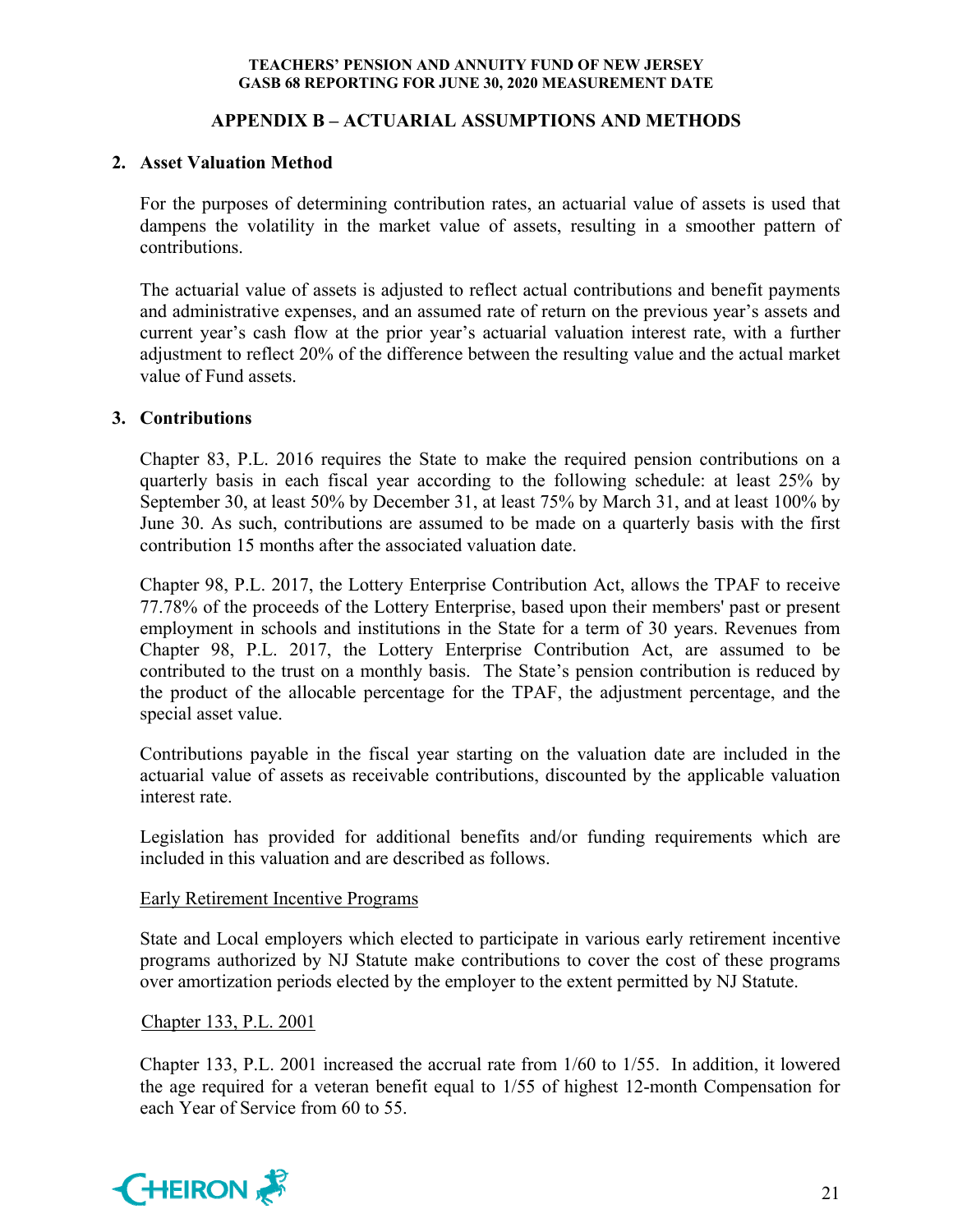## APPENDIX B – ACTUARIAL ASSUMPTIONS AND METHODS

### 2. Asset Valuation Method

For the purposes of determining contribution rates, an actuarial value of assets is used that dampens the volatility in the market value of assets, resulting in a smoother pattern of contributions.

The actuarial value of assets is adjusted to reflect actual contributions and benefit payments and administrative expenses, and an assumed rate of return on the previous year's assets and current year's cash flow at the prior year's actuarial valuation interest rate, with a further adjustment to reflect 20% of the difference between the resulting value and the actual market value of Fund assets.

### 3. Contributions

Chapter 83, P.L. 2016 requires the State to make the required pension contributions on a quarterly basis in each fiscal year according to the following schedule: at least 25% by September 30, at least 50% by December 31, at least 75% by March 31, and at least 100% by June 30. As such, contributions are assumed to be made on a quarterly basis with the first contribution 15 months after the associated valuation date.

Chapter 98, P.L. 2017, the Lottery Enterprise Contribution Act, allows the TPAF to receive 77.78% of the proceeds of the Lottery Enterprise, based upon their members' past or present employment in schools and institutions in the State for a term of 30 years. Revenues from Chapter 98, P.L. 2017, the Lottery Enterprise Contribution Act, are assumed to be contributed to the trust on a monthly basis. The State's pension contribution is reduced by the product of the allocable percentage for the TPAF, the adjustment percentage, and the special asset value.

Contributions payable in the fiscal year starting on the valuation date are included in the actuarial value of assets as receivable contributions, discounted by the applicable valuation interest rate.

Legislation has provided for additional benefits and/or funding requirements which are included in this valuation and are described as follows.

Early Retirement Incentive Programs

State and Local employers which elected to participate in various early retirement incentive programs authorized by NJ Statute make contributions to cover the cost of these programs over amortization periods elected by the employer to the extent permitted by NJ Statute.

Chapter 133, P.L. 2001

Chapter 133, P.L. 2001 increased the accrual rate from 1/60 to 1/55. In addition, it lowered the age required for a veteran benefit equal to 1/55 of highest 12-month Compensation for each Year of Service from 60 to 55.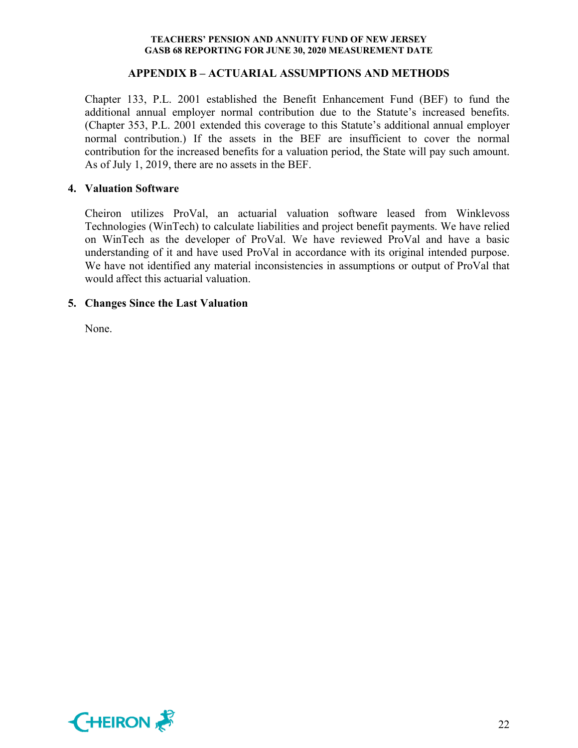## APPENDIX B – ACTUARIAL ASSUMPTIONS AND METHODS

Chapter 133, P.L. 2001 established the Benefit Enhancement Fund (BEF) to fund the additional annual employer normal contribution due to the Statute's increased benefits. (Chapter 353, P.L. 2001 extended this coverage to this Statute's additional annual employer normal contribution.) If the assets in the BEF are insufficient to cover the normal contribution for the increased benefits for a valuation period, the State will pay such amount. As of July 1, 2019, there are no assets in the BEF.

### 4. Valuation Software

Cheiron utilizes ProVal, an actuarial valuation software leased from Winklevoss Technologies (WinTech) to calculate liabilities and project benefit payments. We have relied on WinTech as the developer of ProVal. We have reviewed ProVal and have a basic understanding of it and have used ProVal in accordance with its original intended purpose. We have not identified any material inconsistencies in assumptions or output of ProVal that would affect this actuarial valuation.

### 5. Changes Since the Last Valuation

None.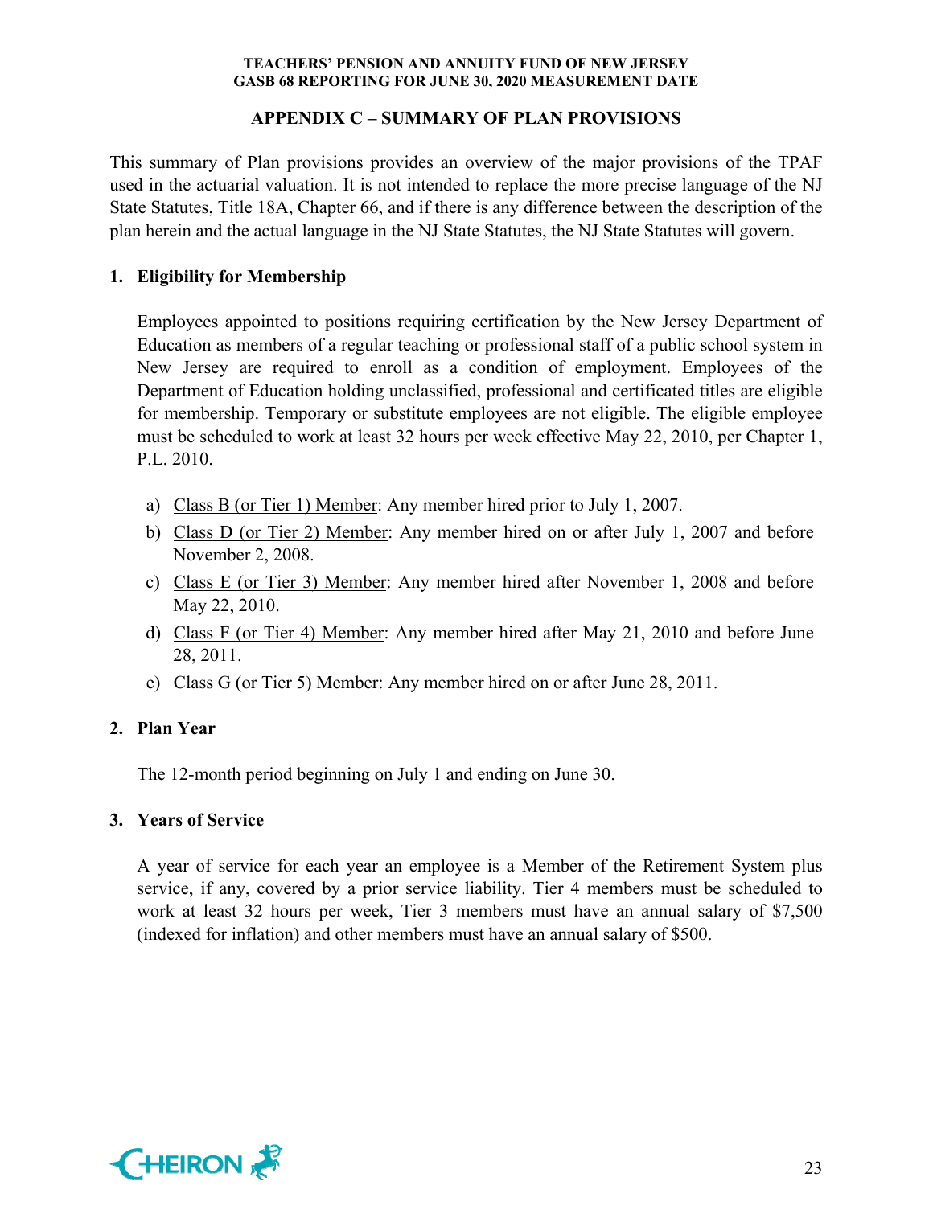## APPENDIX C – SUMMARY OF PLAN PROVISIONS

This summary of Plan provisions provides an overview of the major provisions of the TPAF used in the actuarial valuation. It is not intended to replace the more precise language of the NJ State Statutes, Title 18A, Chapter 66, and if there is any difference between the description of the plan herein and the actual language in the NJ State Statutes, the NJ State Statutes will govern.

### 1. Eligibility for Membership

Employees appointed to positions requiring certification by the New Jersey Department of Education as members of a regular teaching or professional staff of a public school system in New Jersey are required to enroll as a condition of employment. Employees of the Department of Education holding unclassified, professional and certificated titles are eligible for membership. Temporary or substitute employees are not eligible. The eligible employee must be scheduled to work at least 32 hours per week effective May 22, 2010, per Chapter 1, P.L. 2010.

a) Class B (or Tier 1) Member: Any member hired prior to July 1, 2007.
b) Class D (or Tier 2) Member: Any member hired on or after July 1, 2007 and before November 2, 2008.
c) Class E (or Tier 3) Member: Any member hired after November 1, 2008 and before May 22, 2010.
d) Class F (or Tier 4) Member: Any member hired after May 21, 2010 and before June 28, 2011.
e) Class G (or Tier 5) Member: Any member hired on or after June 28, 2011.

### 2. Plan Year

The 12-month period beginning on July 1 and ending on June 30.

### 3. Years of Service

A year of service for each year an employee is a Member of the Retirement System plus service, if any, covered by a prior service liability. Tier 4 members must be scheduled to work at least 32 hours per week, Tier 3 members must have an annual salary of $7,500 (indexed for inflation) and other members must have an annual salary of $500.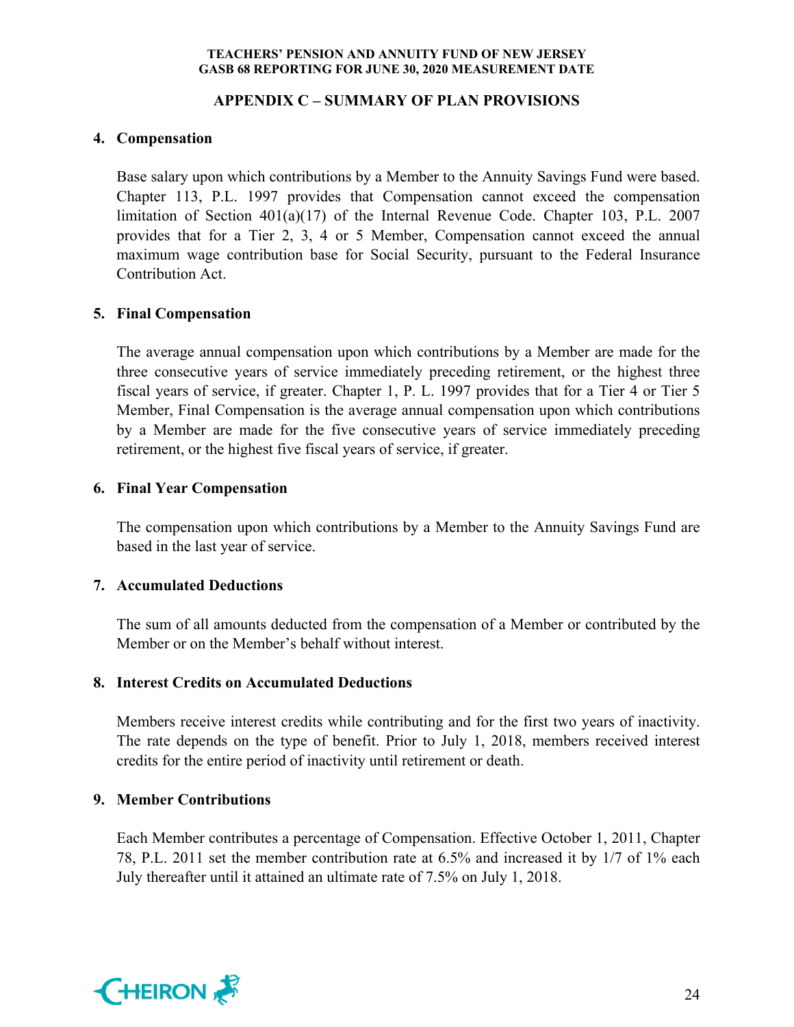## APPENDIX C – SUMMARY OF PLAN PROVISIONS

### 4. Compensation

Base salary upon which contributions by a Member to the Annuity Savings Fund were based. Chapter 113, P.L. 1997 provides that Compensation cannot exceed the compensation limitation of Section 401(a)(17) of the Internal Revenue Code. Chapter 103, P.L. 2007 provides that for a Tier 2, 3, 4 or 5 Member, Compensation cannot exceed the annual maximum wage contribution base for Social Security, pursuant to the Federal Insurance Contribution Act.

### 5. Final Compensation

The average annual compensation upon which contributions by a Member are made for the three consecutive years of service immediately preceding retirement, or the highest three fiscal years of service, if greater. Chapter 1, P. L. 1997 provides that for a Tier 4 or Tier 5 Member, Final Compensation is the average annual compensation upon which contributions by a Member are made for the five consecutive years of service immediately preceding retirement, or the highest five fiscal years of service, if greater.

### 6. Final Year Compensation

The compensation upon which contributions by a Member to the Annuity Savings Fund are based in the last year of service.

### 7. Accumulated Deductions

The sum of all amounts deducted from the compensation of a Member or contributed by the Member or on the Member's behalf without interest.

### 8. Interest Credits on Accumulated Deductions

Members receive interest credits while contributing and for the first two years of inactivity. The rate depends on the type of benefit. Prior to July 1, 2018, members received interest credits for the entire period of inactivity until retirement or death.

### 9. Member Contributions

Each Member contributes a percentage of Compensation. Effective October 1, 2011, Chapter 78, P.L. 2011 set the member contribution rate at 6.5% and increased it by 1/7 of 1% each July thereafter until it attained an ultimate rate of 7.5% on July 1, 2018.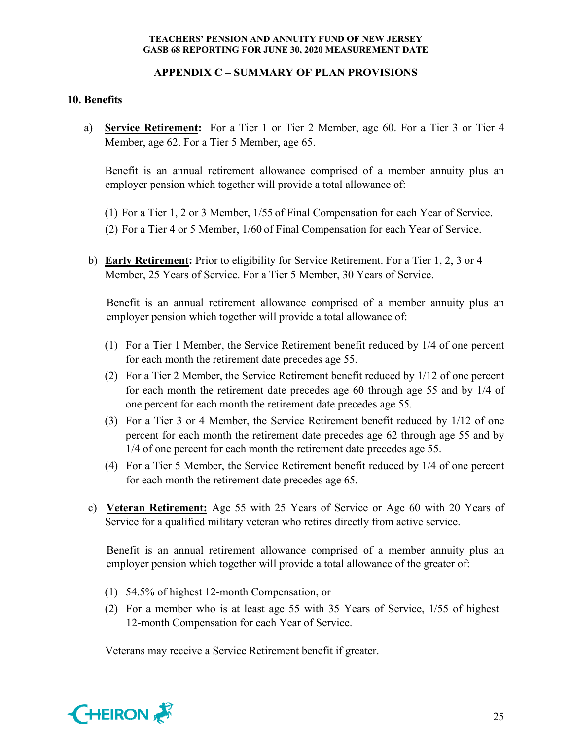## APPENDIX C – SUMMARY OF PLAN PROVISIONS

### 10. Benefits

a) **Service Retirement:** For a Tier 1 or Tier 2 Member, age 60. For a Tier 3 or Tier 4 Member, age 62. For a Tier 5 Member, age 65.

   Benefit is an annual retirement allowance comprised of a member annuity plus an employer pension which together will provide a total allowance of:

   (1) For a Tier 1, 2 or 3 Member, 1/55 of Final Compensation for each Year of Service.

   (2) For a Tier 4 or 5 Member, 1/60 of Final Compensation for each Year of Service.

b) **Early Retirement:** Prior to eligibility for Service Retirement. For a Tier 1, 2, 3 or 4 Member, 25 Years of Service. For a Tier 5 Member, 30 Years of Service.

   Benefit is an annual retirement allowance comprised of a member annuity plus an employer pension which together will provide a total allowance of:

   (1) For a Tier 1 Member, the Service Retirement benefit reduced by 1/4 of one percent for each month the retirement date precedes age 55.

   (2) For a Tier 2 Member, the Service Retirement benefit reduced by 1/12 of one percent for each month the retirement date precedes age 60 through age 55 and by 1/4 of one percent for each month the retirement date precedes age 55.

   (3) For a Tier 3 or 4 Member, the Service Retirement benefit reduced by 1/12 of one percent for each month the retirement date precedes age 62 through age 55 and by 1/4 of one percent for each month the retirement date precedes age 55.

   (4) For a Tier 5 Member, the Service Retirement benefit reduced by 1/4 of one percent for each month the retirement date precedes age 65.

c) **Veteran Retirement:** Age 55 with 25 Years of Service or Age 60 with 20 Years of Service for a qualified military veteran who retires directly from active service.

   Benefit is an annual retirement allowance comprised of a member annuity plus an employer pension which together will provide a total allowance of the greater of:

   (1) 54.5% of highest 12-month Compensation, or

   (2) For a member who is at least age 55 with 35 Years of Service, 1/55 of highest 12-month Compensation for each Year of Service.

   Veterans may receive a Service Retirement benefit if greater.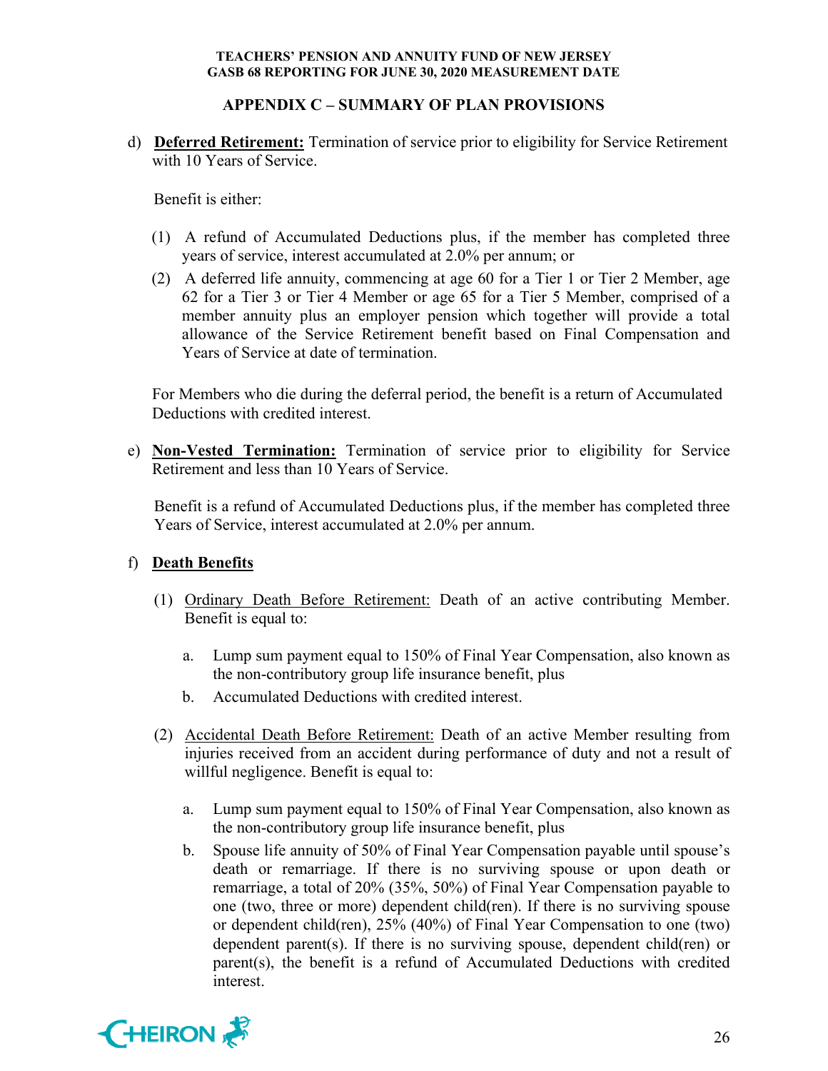## APPENDIX C – SUMMARY OF PLAN PROVISIONS

d) **Deferred Retirement:** Termination of service prior to eligibility for Service Retirement with 10 Years of Service.

Benefit is either:

(1) A refund of Accumulated Deductions plus, if the member has completed three years of service, interest accumulated at 2.0% per annum; or

(2) A deferred life annuity, commencing at age 60 for a Tier 1 or Tier 2 Member, age 62 for a Tier 3 or Tier 4 Member or age 65 for a Tier 5 Member, comprised of a member annuity plus an employer pension which together will provide a total allowance of the Service Retirement benefit based on Final Compensation and Years of Service at date of termination.

For Members who die during the deferral period, the benefit is a return of Accumulated Deductions with credited interest.

e) **Non-Vested Termination:** Termination of service prior to eligibility for Service Retirement and less than 10 Years of Service.

Benefit is a refund of Accumulated Deductions plus, if the member has completed three Years of Service, interest accumulated at 2.0% per annum.

f) **Death Benefits**

(1) Ordinary Death Before Retirement: Death of an active contributing Member. Benefit is equal to:

a. Lump sum payment equal to 150% of Final Year Compensation, also known as the non-contributory group life insurance benefit, plus

b. Accumulated Deductions with credited interest.

(2) Accidental Death Before Retirement: Death of an active Member resulting from injuries received from an accident during performance of duty and not a result of willful negligence. Benefit is equal to:

a. Lump sum payment equal to 150% of Final Year Compensation, also known as the non-contributory group life insurance benefit, plus

b. Spouse life annuity of 50% of Final Year Compensation payable until spouse's death or remarriage. If there is no surviving spouse or upon death or remarriage, a total of 20% (35%, 50%) of Final Year Compensation payable to one (two, three or more) dependent child(ren). If there is no surviving spouse or dependent child(ren), 25% (40%) of Final Year Compensation to one (two) dependent parent(s). If there is no surviving spouse, dependent child(ren) or parent(s), the benefit is a refund of Accumulated Deductions with credited interest.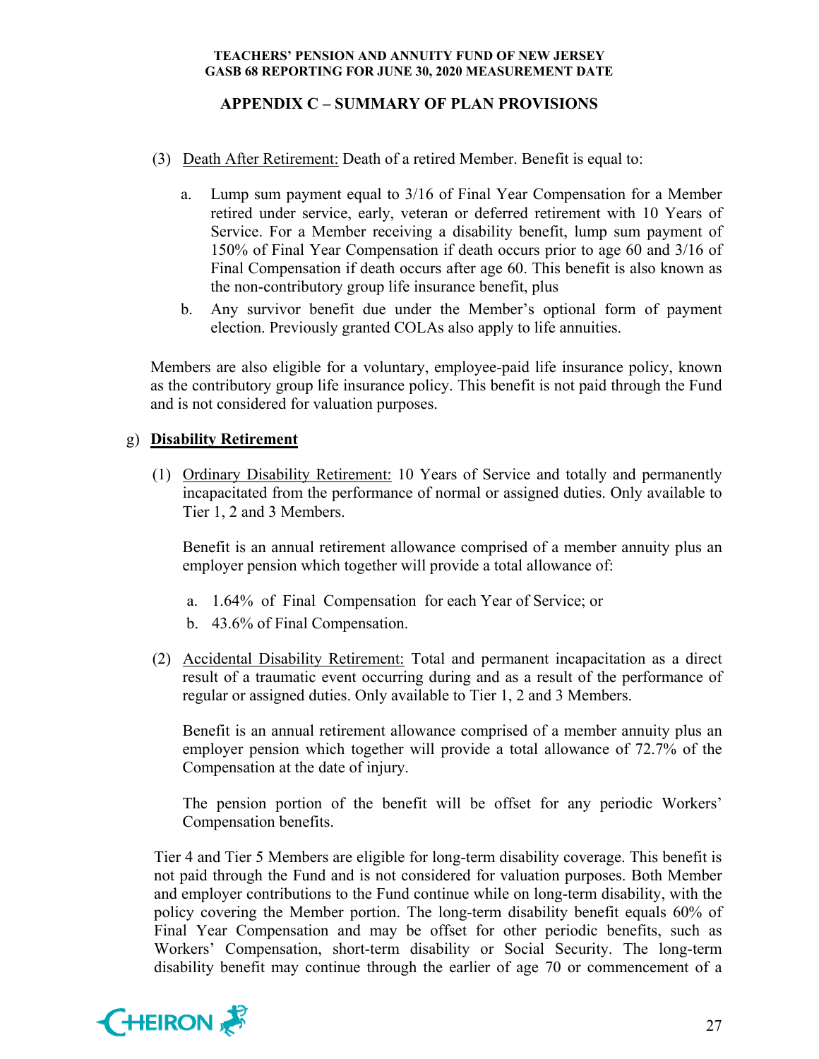## APPENDIX C – SUMMARY OF PLAN PROVISIONS

(3) Death After Retirement: Death of a retired Member. Benefit is equal to:

   a. Lump sum payment equal to 3/16 of Final Year Compensation for a Member retired under service, early, veteran or deferred retirement with 10 Years of Service. For a Member receiving a disability benefit, lump sum payment of 150% of Final Year Compensation if death occurs prior to age 60 and 3/16 of Final Compensation if death occurs after age 60. This benefit is also known as the non-contributory group life insurance benefit, plus

   b. Any survivor benefit due under the Member's optional form of payment election. Previously granted COLAs also apply to life annuities.

Members are also eligible for a voluntary, employee-paid life insurance policy, known as the contributory group life insurance policy. This benefit is not paid through the Fund and is not considered for valuation purposes.

g) **Disability Retirement**

(1) Ordinary Disability Retirement: 10 Years of Service and totally and permanently incapacitated from the performance of normal or assigned duties. Only available to Tier 1, 2 and 3 Members.

   Benefit is an annual retirement allowance comprised of a member annuity plus an employer pension which together will provide a total allowance of:

   a. 1.64% of Final Compensation for each Year of Service; or
   b. 43.6% of Final Compensation.

(2) Accidental Disability Retirement: Total and permanent incapacitation as a direct result of a traumatic event occurring during and as a result of the performance of regular or assigned duties. Only available to Tier 1, 2 and 3 Members.

   Benefit is an annual retirement allowance comprised of a member annuity plus an employer pension which together will provide a total allowance of 72.7% of the Compensation at the date of injury.

   The pension portion of the benefit will be offset for any periodic Workers' Compensation benefits.

Tier 4 and Tier 5 Members are eligible for long-term disability coverage. This benefit is not paid through the Fund and is not considered for valuation purposes. Both Member and employer contributions to the Fund continue while on long-term disability, with the policy covering the Member portion. The long-term disability benefit equals 60% of Final Year Compensation and may be offset for other periodic benefits, such as Workers' Compensation, short-term disability or Social Security. The long-term disability benefit may continue through the earlier of age 70 or commencement of a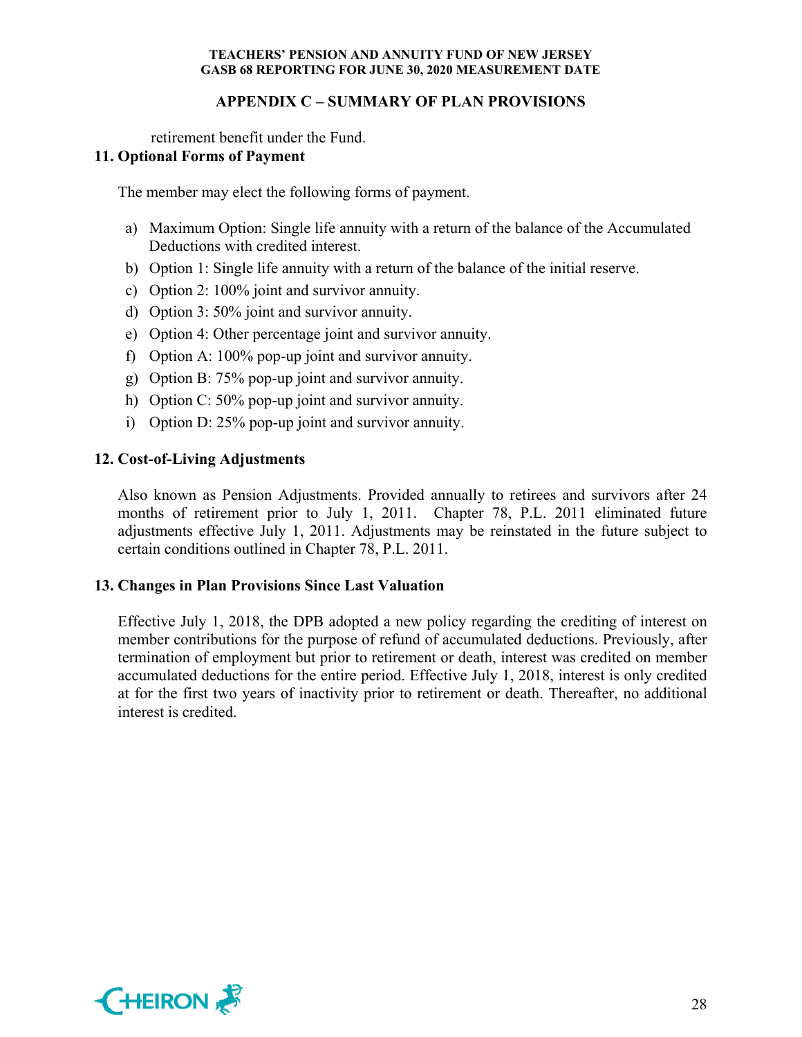retirement benefit under the Fund.

## 11. Optional Forms of Payment

The member may elect the following forms of payment.

a) Maximum Option: Single life annuity with a return of the balance of the Accumulated Deductions with credited interest.
b) Option 1: Single life annuity with a return of the balance of the initial reserve.
c) Option 2: 100% joint and survivor annuity.
d) Option 3: 50% joint and survivor annuity.
e) Option 4: Other percentage joint and survivor annuity.
f) Option A: 100% pop-up joint and survivor annuity.
g) Option B: 75% pop-up joint and survivor annuity.
h) Option C: 50% pop-up joint and survivor annuity.
i) Option D: 25% pop-up joint and survivor annuity.

## 12. Cost-of-Living Adjustments

Also known as Pension Adjustments. Provided annually to retirees and survivors after 24 months of retirement prior to July 1, 2011. Chapter 78, P.L. 2011 eliminated future adjustments effective July 1, 2011. Adjustments may be reinstated in the future subject to certain conditions outlined in Chapter 78, P.L. 2011.

## 13. Changes in Plan Provisions Since Last Valuation

Effective July 1, 2018, the DPB adopted a new policy regarding the crediting of interest on member contributions for the purpose of refund of accumulated deductions. Previously, after termination of employment but prior to retirement or death, interest was credited on member accumulated deductions for the entire period. Effective July 1, 2018, interest is only credited at for the first two years of inactivity prior to retirement or death. Thereafter, no additional interest is credited.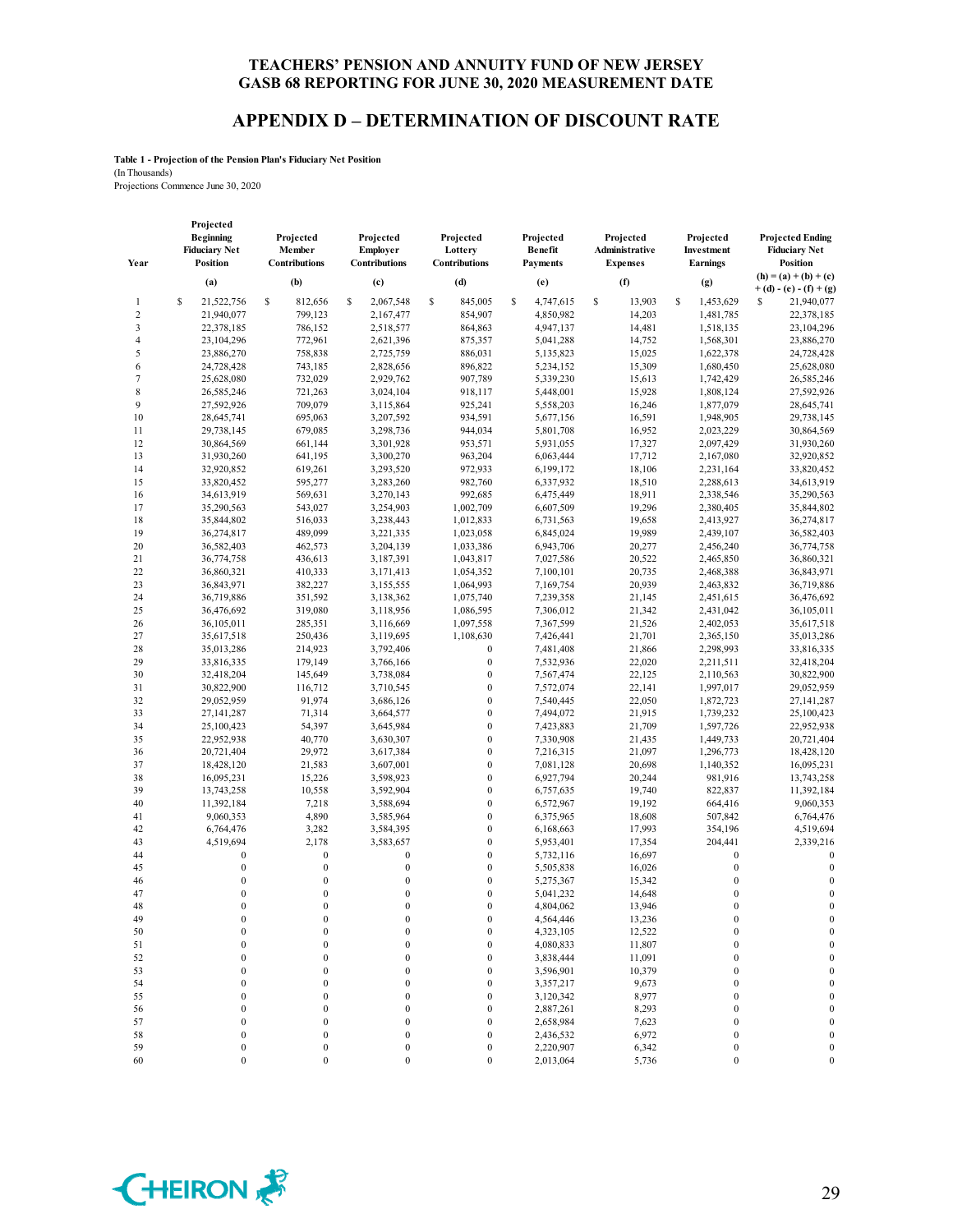# TEACHERS' PENSION AND ANNUITY FUND OF NEW JERSEY
# GASB 68 REPORTING FOR JUNE 30, 2020 MEASUREMENT DATE

## APPENDIX D – DETERMINATION OF DISCOUNT RATE

**Table 1 - Projection of the Pension Plan's Fiduciary Net Position**
(In Thousands)
Projections Commence June 30, 2020

| Year | Projected Beginning Fiduciary Net Position | Projected Member Contributions | Projected Employer Contributions | Projected Lottery Contributions | Projected Benefit Payments | Projected Administrative Expenses | Projected Investment Earnings | Projected Ending Fiduciary Net Position |
|---|---|---|---|---|---|---|---|---|
| | (a) | (b) | (c) | (d) | (e) | (f) | (g) | (h) = (a) + (b) + (c) + (d) - (e) - (f) + (g) |
| 1 | $ 21,522,756 | $ 812,656 | $ 2,067,548 | $ 845,005 | $ 4,747,615 | $ 13,903 | $ 1,453,629 | $ 21,940,077 |
| 2 | 21,940,077 | 799,123 | 2,167,477 | 854,907 | 4,850,982 | 14,203 | 1,481,785 | 22,378,185 |
| 3 | 22,378,185 | 786,152 | 2,518,577 | 864,863 | 4,947,137 | 14,481 | 1,518,135 | 23,104,296 |
| 4 | 23,104,296 | 772,961 | 2,621,396 | 875,357 | 5,041,288 | 14,752 | 1,568,301 | 23,886,270 |
| 5 | 23,886,270 | 758,838 | 2,725,759 | 886,031 | 5,135,823 | 15,025 | 1,622,378 | 24,728,428 |
| 6 | 24,728,428 | 743,185 | 2,828,656 | 896,822 | 5,234,152 | 15,309 | 1,680,450 | 25,628,080 |
| 7 | 25,628,080 | 732,029 | 2,929,762 | 907,789 | 5,339,230 | 15,613 | 1,742,429 | 26,585,246 |
| 8 | 26,585,246 | 721,263 | 3,024,104 | 918,117 | 5,448,001 | 15,928 | 1,808,124 | 27,592,926 |
| 9 | 27,592,926 | 709,079 | 3,115,864 | 925,241 | 5,558,203 | 16,246 | 1,877,079 | 28,645,741 |
| 10 | 28,645,741 | 695,063 | 3,207,592 | 934,591 | 5,677,156 | 16,591 | 1,948,905 | 29,738,145 |
| 11 | 29,738,145 | 679,085 | 3,298,736 | 944,034 | 5,801,708 | 16,952 | 2,023,229 | 30,864,569 |
| 12 | 30,864,569 | 661,144 | 3,301,928 | 953,571 | 5,931,055 | 17,327 | 2,097,429 | 31,930,260 |
| 13 | 31,930,260 | 641,195 | 3,300,270 | 963,204 | 6,063,444 | 17,712 | 2,167,080 | 32,920,852 |
| 14 | 32,920,852 | 619,261 | 3,293,520 | 972,933 | 6,199,172 | 18,106 | 2,231,164 | 33,820,452 |
| 15 | 33,820,452 | 595,277 | 3,283,260 | 982,760 | 6,337,932 | 18,510 | 2,288,613 | 34,613,919 |
| 16 | 34,613,919 | 569,631 | 3,270,143 | 992,685 | 6,475,449 | 18,911 | 2,338,546 | 35,290,563 |
| 17 | 35,290,563 | 543,027 | 3,254,903 | 1,002,709 | 6,607,509 | 19,296 | 2,380,405 | 35,844,802 |
| 18 | 35,844,802 | 516,033 | 3,238,443 | 1,012,833 | 6,731,563 | 19,658 | 2,413,927 | 36,274,817 |
| 19 | 36,274,817 | 489,099 | 3,221,335 | 1,023,058 | 6,845,024 | 19,989 | 2,439,107 | 36,582,403 |
| 20 | 36,582,403 | 462,573 | 3,204,139 | 1,033,386 | 6,943,706 | 20,277 | 2,456,240 | 36,774,758 |
| 21 | 36,774,758 | 436,613 | 3,187,391 | 1,043,817 | 7,027,586 | 20,522 | 2,465,850 | 36,860,321 |
| 22 | 36,860,321 | 410,333 | 3,171,413 | 1,054,352 | 7,100,101 | 20,735 | 2,468,388 | 36,843,971 |
| 23 | 36,843,971 | 382,227 | 3,155,555 | 1,064,993 | 7,169,754 | 20,939 | 2,463,832 | 36,719,886 |
| 24 | 36,719,886 | 351,592 | 3,138,362 | 1,075,740 | 7,239,358 | 21,145 | 2,451,615 | 36,476,692 |
| 25 | 36,476,692 | 319,080 | 3,118,956 | 1,086,595 | 7,306,012 | 21,342 | 2,431,042 | 36,105,011 |
| 26 | 36,105,011 | 285,351 | 3,116,669 | 1,097,558 | 7,367,599 | 21,526 | 2,402,053 | 35,617,518 |
| 27 | 35,617,518 | 250,436 | 3,119,695 | 1,108,630 | 7,426,441 | 21,701 | 2,365,150 | 35,013,286 |
| 28 | 35,013,286 | 214,923 | 3,792,406 | 0 | 7,481,408 | 21,866 | 2,298,993 | 33,816,335 |
| 29 | 33,816,335 | 179,149 | 3,766,166 | 0 | 7,532,936 | 22,020 | 2,211,511 | 32,418,204 |
| 30 | 32,418,204 | 145,649 | 3,738,084 | 0 | 7,567,474 | 22,125 | 2,110,563 | 30,822,900 |
| 31 | 30,822,900 | 116,712 | 3,710,545 | 0 | 7,572,074 | 22,141 | 1,997,017 | 29,052,959 |
| 32 | 29,052,959 | 91,974 | 3,686,126 | 0 | 7,540,445 | 22,050 | 1,872,723 | 27,141,287 |
| 33 | 27,141,287 | 71,314 | 3,664,577 | 0 | 7,494,072 | 21,915 | 1,739,232 | 25,100,423 |
| 34 | 25,100,423 | 54,397 | 3,645,984 | 0 | 7,423,883 | 21,709 | 1,597,726 | 22,952,938 |
| 35 | 22,952,938 | 40,770 | 3,630,307 | 0 | 7,330,908 | 21,435 | 1,449,733 | 20,721,404 |
| 36 | 20,721,404 | 29,972 | 3,617,384 | 0 | 7,216,315 | 21,097 | 1,296,773 | 18,428,120 |
| 37 | 18,428,120 | 21,583 | 3,607,001 | 0 | 7,081,128 | 20,698 | 1,140,352 | 16,095,231 |
| 38 | 16,095,231 | 15,226 | 3,598,923 | 0 | 6,927,794 | 20,244 | 981,916 | 13,743,258 |
| 39 | 13,743,258 | 10,558 | 3,592,904 | 0 | 6,757,635 | 19,740 | 822,837 | 11,392,184 |
| 40 | 11,392,184 | 7,218 | 3,588,694 | 0 | 6,572,967 | 19,192 | 664,416 | 9,060,353 |
| 41 | 9,060,353 | 4,890 | 3,585,964 | 0 | 6,375,965 | 18,608 | 507,842 | 6,764,476 |
| 42 | 6,764,476 | 3,282 | 3,584,395 | 0 | 6,168,663 | 17,993 | 354,196 | 4,519,694 |
| 43 | 4,519,694 | 2,178 | 3,583,657 | 0 | 5,953,401 | 17,354 | 204,441 | 2,339,216 |
| 44 | 0 | 0 | 0 | 0 | 5,732,116 | 16,697 | 0 | 0 |
| 45 | 0 | 0 | 0 | 0 | 5,505,838 | 16,026 | 0 | 0 |
| 46 | 0 | 0 | 0 | 0 | 5,275,367 | 15,342 | 0 | 0 |
| 47 | 0 | 0 | 0 | 0 | 5,041,232 | 14,648 | 0 | 0 |
| 48 | 0 | 0 | 0 | 0 | 4,804,062 | 13,946 | 0 | 0 |
| 49 | 0 | 0 | 0 | 0 | 4,564,446 | 13,236 | 0 | 0 |
| 50 | 0 | 0 | 0 | 0 | 4,323,105 | 12,522 | 0 | 0 |
| 51 | 0 | 0 | 0 | 0 | 4,080,833 | 11,807 | 0 | 0 |
| 52 | 0 | 0 | 0 | 0 | 3,838,444 | 11,091 | 0 | 0 |
| 53 | 0 | 0 | 0 | 0 | 3,596,901 | 10,379 | 0 | 0 |
| 54 | 0 | 0 | 0 | 0 | 3,357,217 | 9,673 | 0 | 0 |
| 55 | 0 | 0 | 0 | 0 | 3,120,342 | 8,977 | 0 | 0 |
| 56 | 0 | 0 | 0 | 0 | 2,887,261 | 8,293 | 0 | 0 |
| 57 | 0 | 0 | 0 | 0 | 2,658,984 | 7,623 | 0 | 0 |
| 58 | 0 | 0 | 0 | 0 | 2,436,532 | 6,972 | 0 | 0 |
| 59 | 0 | 0 | 0 | 0 | 2,220,907 | 6,342 | 0 | 0 |
| 60 | 0 | 0 | 0 | 0 | 2,013,064 | 5,736 | 0 | 0 |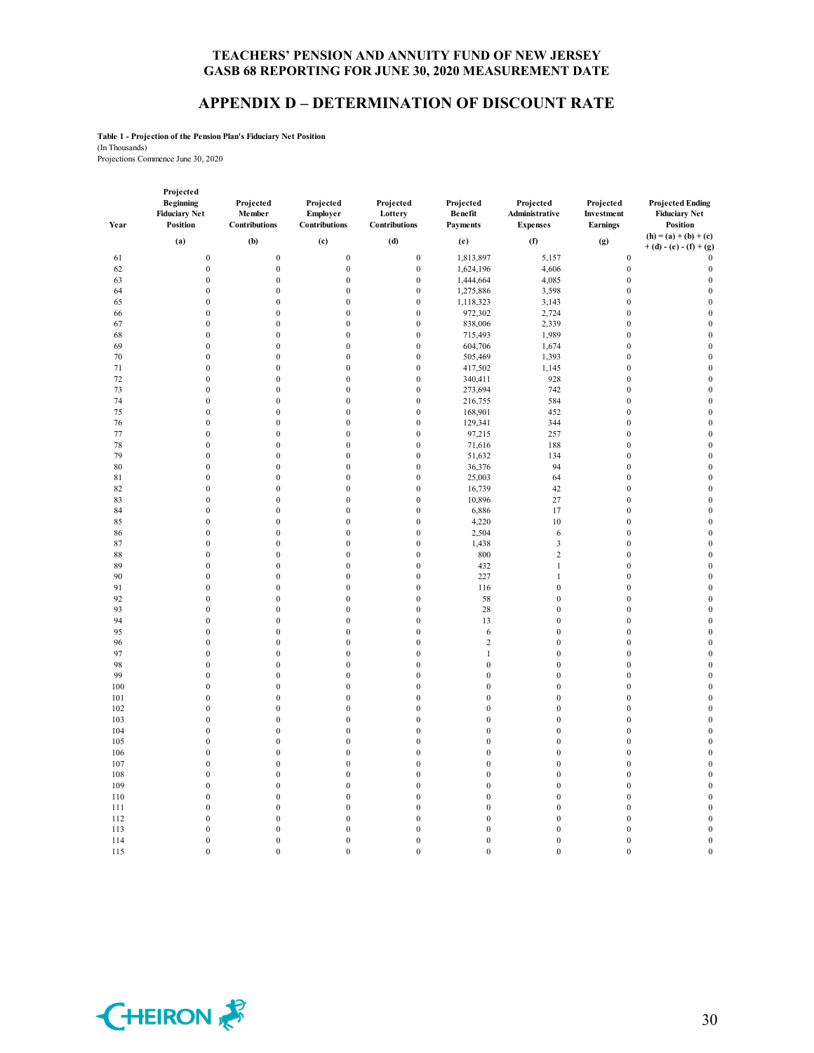# TEACHERS' PENSION AND ANNUITY FUND OF NEW JERSEY
# GASB 68 REPORTING FOR JUNE 30, 2020 MEASUREMENT DATE

## APPENDIX D – DETERMINATION OF DISCOUNT RATE

**Table 1 - Projection of the Pension Plan's Fiduciary Net Position**
(In Thousands)
Projections Commence June 30, 2020

| Year | Projected Beginning Fiduciary Net Position | Projected Member Contributions | Projected Employer Contributions | Projected Lottery Contributions | Projected Benefit Payments | Projected Administrative Expenses | Projected Investment Earnings | Projected Ending Fiduciary Net Position |
|---|---|---|---|---|---|---|---|---|
| | (a) | (b) | (c) | (d) | (e) | (f) | (g) | (h) = (a) + (b) + (c) + (d) - (e) - (f) + (g) |
| 61 | 0 | 0 | 0 | 0 | 1,813,897 | 5,157 | 0 | 0 |
| 62 | 0 | 0 | 0 | 0 | 1,624,196 | 4,606 | 0 | 0 |
| 63 | 0 | 0 | 0 | 0 | 1,444,664 | 4,085 | 0 | 0 |
| 64 | 0 | 0 | 0 | 0 | 1,275,886 | 3,598 | 0 | 0 |
| 65 | 0 | 0 | 0 | 0 | 1,118,323 | 3,143 | 0 | 0 |
| 66 | 0 | 0 | 0 | 0 | 972,302 | 2,724 | 0 | 0 |
| 67 | 0 | 0 | 0 | 0 | 838,006 | 2,339 | 0 | 0 |
| 68 | 0 | 0 | 0 | 0 | 715,493 | 1,989 | 0 | 0 |
| 69 | 0 | 0 | 0 | 0 | 604,706 | 1,674 | 0 | 0 |
| 70 | 0 | 0 | 0 | 0 | 505,469 | 1,393 | 0 | 0 |
| 71 | 0 | 0 | 0 | 0 | 417,502 | 1,145 | 0 | 0 |
| 72 | 0 | 0 | 0 | 0 | 340,411 | 928 | 0 | 0 |
| 73 | 0 | 0 | 0 | 0 | 273,694 | 742 | 0 | 0 |
| 74 | 0 | 0 | 0 | 0 | 216,755 | 584 | 0 | 0 |
| 75 | 0 | 0 | 0 | 0 | 168,901 | 452 | 0 | 0 |
| 76 | 0 | 0 | 0 | 0 | 129,341 | 344 | 0 | 0 |
| 77 | 0 | 0 | 0 | 0 | 97,215 | 257 | 0 | 0 |
| 78 | 0 | 0 | 0 | 0 | 71,616 | 188 | 0 | 0 |
| 79 | 0 | 0 | 0 | 0 | 51,632 | 134 | 0 | 0 |
| 80 | 0 | 0 | 0 | 0 | 36,376 | 94 | 0 | 0 |
| 81 | 0 | 0 | 0 | 0 | 25,003 | 64 | 0 | 0 |
| 82 | 0 | 0 | 0 | 0 | 16,739 | 42 | 0 | 0 |
| 83 | 0 | 0 | 0 | 0 | 10,896 | 27 | 0 | 0 |
| 84 | 0 | 0 | 0 | 0 | 6,886 | 17 | 0 | 0 |
| 85 | 0 | 0 | 0 | 0 | 4,220 | 10 | 0 | 0 |
| 86 | 0 | 0 | 0 | 0 | 2,504 | 6 | 0 | 0 |
| 87 | 0 | 0 | 0 | 0 | 1,438 | 3 | 0 | 0 |
| 88 | 0 | 0 | 0 | 0 | 800 | 2 | 0 | 0 |
| 89 | 0 | 0 | 0 | 0 | 432 | 1 | 0 | 0 |
| 90 | 0 | 0 | 0 | 0 | 227 | 1 | 0 | 0 |
| 91 | 0 | 0 | 0 | 0 | 116 | 0 | 0 | 0 |
| 92 | 0 | 0 | 0 | 0 | 58 | 0 | 0 | 0 |
| 93 | 0 | 0 | 0 | 0 | 28 | 0 | 0 | 0 |
| 94 | 0 | 0 | 0 | 0 | 13 | 0 | 0 | 0 |
| 95 | 0 | 0 | 0 | 0 | 6 | 0 | 0 | 0 |
| 96 | 0 | 0 | 0 | 0 | 2 | 0 | 0 | 0 |
| 97 | 0 | 0 | 0 | 0 | 1 | 0 | 0 | 0 |
| 98 | 0 | 0 | 0 | 0 | 0 | 0 | 0 | 0 |
| 99 | 0 | 0 | 0 | 0 | 0 | 0 | 0 | 0 |
| 100 | 0 | 0 | 0 | 0 | 0 | 0 | 0 | 0 |
| 101 | 0 | 0 | 0 | 0 | 0 | 0 | 0 | 0 |
| 102 | 0 | 0 | 0 | 0 | 0 | 0 | 0 | 0 |
| 103 | 0 | 0 | 0 | 0 | 0 | 0 | 0 | 0 |
| 104 | 0 | 0 | 0 | 0 | 0 | 0 | 0 | 0 |
| 105 | 0 | 0 | 0 | 0 | 0 | 0 | 0 | 0 |
| 106 | 0 | 0 | 0 | 0 | 0 | 0 | 0 | 0 |
| 107 | 0 | 0 | 0 | 0 | 0 | 0 | 0 | 0 |
| 108 | 0 | 0 | 0 | 0 | 0 | 0 | 0 | 0 |
| 109 | 0 | 0 | 0 | 0 | 0 | 0 | 0 | 0 |
| 110 | 0 | 0 | 0 | 0 | 0 | 0 | 0 | 0 |
| 111 | 0 | 0 | 0 | 0 | 0 | 0 | 0 | 0 |
| 112 | 0 | 0 | 0 | 0 | 0 | 0 | 0 | 0 |
| 113 | 0 | 0 | 0 | 0 | 0 | 0 | 0 | 0 |
| 114 | 0 | 0 | 0 | 0 | 0 | 0 | 0 | 0 |
| 115 | 0 | 0 | 0 | 0 | 0 | 0 | 0 | 0 |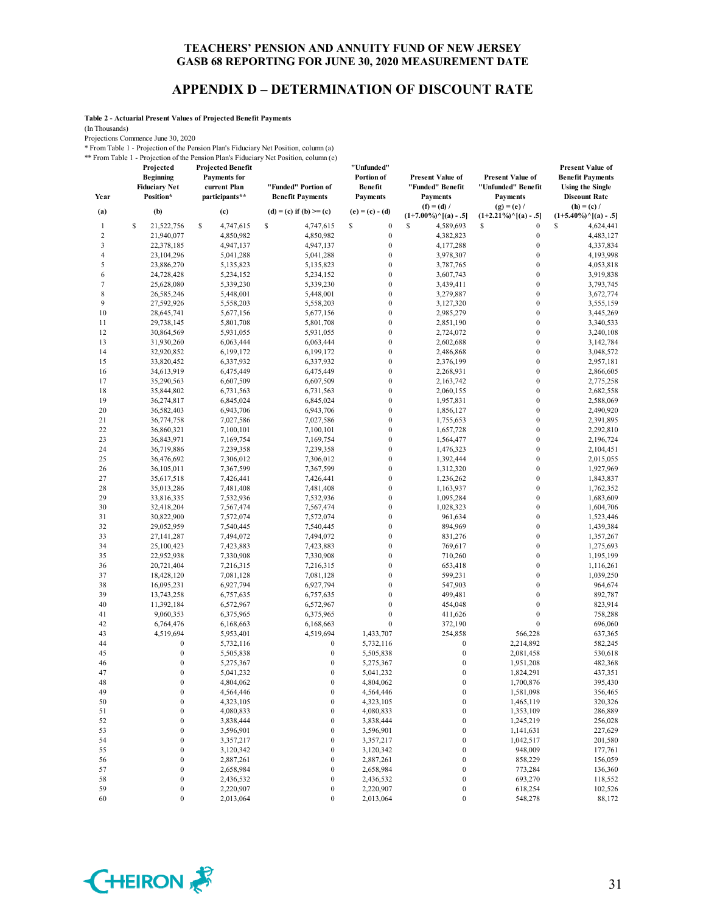# TEACHERS' PENSION AND ANNUITY FUND OF NEW JERSEY
## GASB 68 REPORTING FOR JUNE 30, 2020 MEASUREMENT DATE

## APPENDIX D – DETERMINATION OF DISCOUNT RATE

**Table 2 - Actuarial Present Values of Projected Benefit Payments**

(In Thousands)

Projections Commence June 30, 2020

\* From Table 1 - Projection of the Pension Plan's Fiduciary Net Position, column (a)

\*\* From Table 1 - Projection of the Pension Plan's Fiduciary Net Position, column (e)

| Year | Projected Beginning Fiduciary Net Position* | Projected Benefit Payments for current Plan participants** | "Funded" Portion of Benefit Payments | "Unfunded" Portion of Benefit Payments | Present Value of "Funded" Benefit Payments | Present Value of "Unfunded" Benefit Payments | Present Value of Benefit Payments Using the Single Discount Rate |
|---|---|---|---|---|---|---|---|
| (a) | (b) | (c) | (d) = (c) if (b) >= (c) | (e) = (c) - (d) | (f) = (d) / (1+7.00%)^[(a) - .5] | (g) = (e) / (1+2.21%)^[(a) - .5] | (h) = (c) / (1+5.40%)^[(a) - .5] |
| 1 | $ 21,522,756 | $ 4,747,615 | $ 4,747,615 | $ 0 | $ 4,589,693 | $ 0 | $ 4,624,441 |
| 2 | 21,940,077 | 4,850,982 | 4,850,982 | 0 | 4,382,823 | 0 | 4,483,127 |
| 3 | 22,378,185 | 4,947,137 | 4,947,137 | 0 | 4,177,288 | 0 | 4,337,834 |
| 4 | 23,104,296 | 5,041,288 | 5,041,288 | 0 | 3,978,307 | 0 | 4,193,998 |
| 5 | 23,886,270 | 5,135,823 | 5,135,823 | 0 | 3,787,765 | 0 | 4,053,818 |
| 6 | 24,728,428 | 5,234,152 | 5,234,152 | 0 | 3,607,743 | 0 | 3,919,838 |
| 7 | 25,628,080 | 5,339,230 | 5,339,230 | 0 | 3,439,411 | 0 | 3,793,745 |
| 8 | 26,585,246 | 5,448,001 | 5,448,001 | 0 | 3,279,887 | 0 | 3,672,774 |
| 9 | 27,592,926 | 5,558,203 | 5,558,203 | 0 | 3,127,320 | 0 | 3,555,159 |
| 10 | 28,645,741 | 5,677,156 | 5,677,156 | 0 | 2,985,279 | 0 | 3,445,269 |
| 11 | 29,738,145 | 5,801,708 | 5,801,708 | 0 | 2,851,190 | 0 | 3,340,533 |
| 12 | 30,864,569 | 5,931,055 | 5,931,055 | 0 | 2,724,072 | 0 | 3,240,108 |
| 13 | 31,930,260 | 6,063,444 | 6,063,444 | 0 | 2,602,688 | 0 | 3,142,784 |
| 14 | 32,920,852 | 6,199,172 | 6,199,172 | 0 | 2,486,868 | 0 | 3,048,572 |
| 15 | 33,820,452 | 6,337,932 | 6,337,932 | 0 | 2,376,199 | 0 | 2,957,181 |
| 16 | 34,613,919 | 6,475,449 | 6,475,449 | 0 | 2,268,931 | 0 | 2,866,605 |
| 17 | 35,290,563 | 6,607,509 | 6,607,509 | 0 | 2,163,742 | 0 | 2,775,258 |
| 18 | 35,844,802 | 6,731,563 | 6,731,563 | 0 | 2,060,155 | 0 | 2,682,558 |
| 19 | 36,274,817 | 6,845,024 | 6,845,024 | 0 | 1,957,831 | 0 | 2,588,069 |
| 20 | 36,582,403 | 6,943,706 | 6,943,706 | 0 | 1,856,127 | 0 | 2,490,920 |
| 21 | 36,774,758 | 7,027,586 | 7,027,586 | 0 | 1,755,653 | 0 | 2,391,895 |
| 22 | 36,860,321 | 7,100,101 | 7,100,101 | 0 | 1,657,728 | 0 | 2,292,810 |
| 23 | 36,843,971 | 7,169,754 | 7,169,754 | 0 | 1,564,477 | 0 | 2,196,724 |
| 24 | 36,719,886 | 7,239,358 | 7,239,358 | 0 | 1,476,323 | 0 | 2,104,451 |
| 25 | 36,476,692 | 7,306,012 | 7,306,012 | 0 | 1,392,444 | 0 | 2,015,055 |
| 26 | 36,105,011 | 7,367,599 | 7,367,599 | 0 | 1,312,320 | 0 | 1,927,969 |
| 27 | 35,617,518 | 7,426,441 | 7,426,441 | 0 | 1,236,262 | 0 | 1,843,837 |
| 28 | 35,013,286 | 7,481,408 | 7,481,408 | 0 | 1,163,937 | 0 | 1,762,352 |
| 29 | 33,816,335 | 7,532,936 | 7,532,936 | 0 | 1,095,284 | 0 | 1,683,609 |
| 30 | 32,418,204 | 7,567,474 | 7,567,474 | 0 | 1,028,323 | 0 | 1,604,706 |
| 31 | 30,822,900 | 7,572,074 | 7,572,074 | 0 | 961,634 | 0 | 1,523,446 |
| 32 | 29,052,959 | 7,540,445 | 7,540,445 | 0 | 894,969 | 0 | 1,439,384 |
| 33 | 27,141,287 | 7,494,072 | 7,494,072 | 0 | 831,276 | 0 | 1,357,267 |
| 34 | 25,100,423 | 7,423,883 | 7,423,883 | 0 | 769,617 | 0 | 1,275,693 |
| 35 | 22,952,938 | 7,330,908 | 7,330,908 | 0 | 710,260 | 0 | 1,195,199 |
| 36 | 20,721,404 | 7,216,315 | 7,216,315 | 0 | 653,418 | 0 | 1,116,261 |
| 37 | 18,428,120 | 7,081,128 | 7,081,128 | 0 | 599,231 | 0 | 1,039,250 |
| 38 | 16,095,231 | 6,927,794 | 6,927,794 | 0 | 547,903 | 0 | 964,674 |
| 39 | 13,743,258 | 6,757,635 | 6,757,635 | 0 | 499,481 | 0 | 892,787 |
| 40 | 11,392,184 | 6,572,967 | 6,572,967 | 0 | 454,048 | 0 | 823,914 |
| 41 | 9,060,353 | 6,375,965 | 6,375,965 | 0 | 411,626 | 0 | 758,288 |
| 42 | 6,764,476 | 6,168,663 | 6,168,663 | 0 | 372,190 | 0 | 696,060 |
| 43 | 4,519,694 | 5,953,401 | 4,519,694 | 1,433,707 | 254,858 | 566,228 | 637,365 |
| 44 | 0 | 5,732,116 | 0 | 5,732,116 | 0 | 2,214,892 | 582,245 |
| 45 | 0 | 5,505,838 | 0 | 5,505,838 | 0 | 2,081,458 | 530,618 |
| 46 | 0 | 5,275,367 | 0 | 5,275,367 | 0 | 1,951,208 | 482,368 |
| 47 | 0 | 5,041,232 | 0 | 5,041,232 | 0 | 1,824,291 | 437,351 |
| 48 | 0 | 4,804,062 | 0 | 4,804,062 | 0 | 1,700,876 | 395,430 |
| 49 | 0 | 4,564,446 | 0 | 4,564,446 | 0 | 1,581,098 | 356,465 |
| 50 | 0 | 4,323,105 | 0 | 4,323,105 | 0 | 1,465,119 | 320,326 |
| 51 | 0 | 4,080,833 | 0 | 4,080,833 | 0 | 1,353,109 | 286,889 |
| 52 | 0 | 3,838,444 | 0 | 3,838,444 | 0 | 1,245,219 | 256,028 |
| 53 | 0 | 3,596,901 | 0 | 3,596,901 | 0 | 1,141,631 | 227,629 |
| 54 | 0 | 3,357,217 | 0 | 3,357,217 | 0 | 1,042,517 | 201,580 |
| 55 | 0 | 3,120,342 | 0 | 3,120,342 | 0 | 948,009 | 177,761 |
| 56 | 0 | 2,887,261 | 0 | 2,887,261 | 0 | 858,229 | 156,059 |
| 57 | 0 | 2,658,984 | 0 | 2,658,984 | 0 | 773,284 | 136,360 |
| 58 | 0 | 2,436,532 | 0 | 2,436,532 | 0 | 693,270 | 118,552 |
| 59 | 0 | 2,220,907 | 0 | 2,220,907 | 0 | 618,254 | 102,526 |
| 60 | 0 | 2,013,064 | 0 | 2,013,064 | 0 | 548,278 | 88,172 |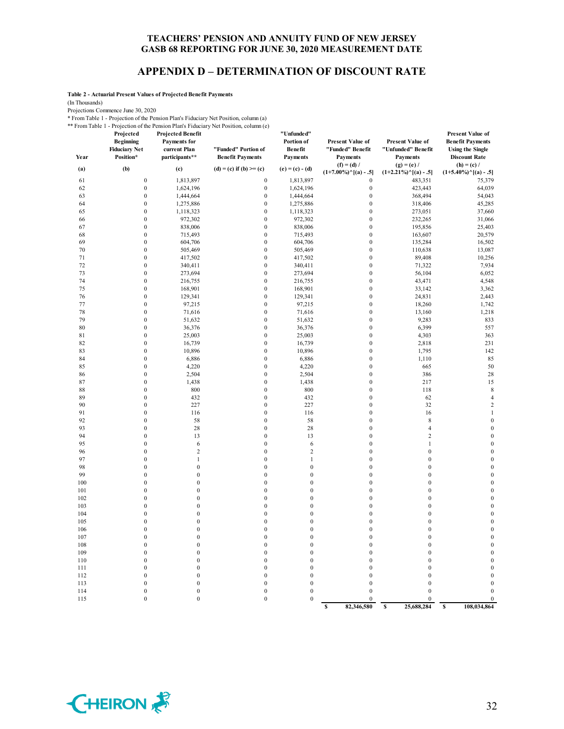# APPENDIX D – DETERMINATION OF DISCOUNT RATE

**Table 2 - Actuarial Present Values of Projected Benefit Payments**

(In Thousands)

Projections Commence June 30, 2020

\* From Table 1 - Projection of the Pension Plan's Fiduciary Net Position, column (a)

\*\* From Table 1 - Projection of the Pension Plan's Fiduciary Net Position, column (e)

| Year | Projected Beginning Fiduciary Net Position* | Projected Benefit Payments for current Plan participants** | "Funded" Portion of Benefit Payments | "Unfunded" Portion of Benefit Payments | Present Value of "Funded" Benefit Payments | Present Value of "Unfunded" Benefit Payments | Present Value of Benefit Payments Using the Single Discount Rate |
|---|---|---|---|---|---|---|---|
| (a) | (b) | (c) | (d) = (c) if (b) >= (c) | (e) = (c) - (d) | (f) = (d) / (1+7.00%)^[(a) - .5] | (g) = (e) / (1+2.21%)^[(a) - .5] | (h) = (c) / (1+5.40%)^[(a) - .5] |
| 61 | 0 | 1,813,897 | 0 | 1,813,897 | 0 | 483,351 | 75,379 |
| 62 | 0 | 1,624,196 | 0 | 1,624,196 | 0 | 423,443 | 64,039 |
| 63 | 0 | 1,444,664 | 0 | 1,444,664 | 0 | 368,494 | 54,043 |
| 64 | 0 | 1,275,886 | 0 | 1,275,886 | 0 | 318,406 | 45,285 |
| 65 | 0 | 1,118,323 | 0 | 1,118,323 | 0 | 273,051 | 37,660 |
| 66 | 0 | 972,302 | 0 | 972,302 | 0 | 232,265 | 31,066 |
| 67 | 0 | 838,006 | 0 | 838,006 | 0 | 195,856 | 25,403 |
| 68 | 0 | 715,493 | 0 | 715,493 | 0 | 163,607 | 20,579 |
| 69 | 0 | 604,706 | 0 | 604,706 | 0 | 135,284 | 16,502 |
| 70 | 0 | 505,469 | 0 | 505,469 | 0 | 110,638 | 13,087 |
| 71 | 0 | 417,502 | 0 | 417,502 | 0 | 89,408 | 10,256 |
| 72 | 0 | 340,411 | 0 | 340,411 | 0 | 71,322 | 7,934 |
| 73 | 0 | 273,694 | 0 | 273,694 | 0 | 56,104 | 6,052 |
| 74 | 0 | 216,755 | 0 | 216,755 | 0 | 43,471 | 4,548 |
| 75 | 0 | 168,901 | 0 | 168,901 | 0 | 33,142 | 3,362 |
| 76 | 0 | 129,341 | 0 | 129,341 | 0 | 24,831 | 2,443 |
| 77 | 0 | 97,215 | 0 | 97,215 | 0 | 18,260 | 1,742 |
| 78 | 0 | 71,616 | 0 | 71,616 | 0 | 13,160 | 1,218 |
| 79 | 0 | 51,632 | 0 | 51,632 | 0 | 9,283 | 833 |
| 80 | 0 | 36,376 | 0 | 36,376 | 0 | 6,399 | 557 |
| 81 | 0 | 25,003 | 0 | 25,003 | 0 | 4,303 | 363 |
| 82 | 0 | 16,739 | 0 | 16,739 | 0 | 2,818 | 231 |
| 83 | 0 | 10,896 | 0 | 10,896 | 0 | 1,795 | 142 |
| 84 | 0 | 6,886 | 0 | 6,886 | 0 | 1,110 | 85 |
| 85 | 0 | 4,220 | 0 | 4,220 | 0 | 665 | 50 |
| 86 | 0 | 2,504 | 0 | 2,504 | 0 | 386 | 28 |
| 87 | 0 | 1,438 | 0 | 1,438 | 0 | 217 | 15 |
| 88 | 0 | 800 | 0 | 800 | 0 | 118 | 8 |
| 89 | 0 | 432 | 0 | 432 | 0 | 62 | 4 |
| 90 | 0 | 227 | 0 | 227 | 0 | 32 | 2 |
| 91 | 0 | 116 | 0 | 116 | 0 | 16 | 1 |
| 92 | 0 | 58 | 0 | 58 | 0 | 8 | 0 |
| 93 | 0 | 28 | 0 | 28 | 0 | 4 | 0 |
| 94 | 0 | 13 | 0 | 13 | 0 | 2 | 0 |
| 95 | 0 | 6 | 0 | 6 | 0 | 1 | 0 |
| 96 | 0 | 2 | 0 | 2 | 0 | 0 | 0 |
| 97 | 0 | 1 | 0 | 1 | 0 | 0 | 0 |
| 98 | 0 | 0 | 0 | 0 | 0 | 0 | 0 |
| 99 | 0 | 0 | 0 | 0 | 0 | 0 | 0 |
| 100 | 0 | 0 | 0 | 0 | 0 | 0 | 0 |
| 101 | 0 | 0 | 0 | 0 | 0 | 0 | 0 |
| 102 | 0 | 0 | 0 | 0 | 0 | 0 | 0 |
| 103 | 0 | 0 | 0 | 0 | 0 | 0 | 0 |
| 104 | 0 | 0 | 0 | 0 | 0 | 0 | 0 |
| 105 | 0 | 0 | 0 | 0 | 0 | 0 | 0 |
| 106 | 0 | 0 | 0 | 0 | 0 | 0 | 0 |
| 107 | 0 | 0 | 0 | 0 | 0 | 0 | 0 |
| 108 | 0 | 0 | 0 | 0 | 0 | 0 | 0 |
| 109 | 0 | 0 | 0 | 0 | 0 | 0 | 0 |
| 110 | 0 | 0 | 0 | 0 | 0 | 0 | 0 |
| 111 | 0 | 0 | 0 | 0 | 0 | 0 | 0 |
| 112 | 0 | 0 | 0 | 0 | 0 | 0 | 0 |
| 113 | 0 | 0 | 0 | 0 | 0 | 0 | 0 |
| 114 | 0 | 0 | 0 | 0 | 0 | 0 | 0 |
| 115 | 0 | 0 | 0 | 0 | 0 | 0 | 0 |
| | | | | | $ 82,346,580 | $ 25,688,284 | $ 108,034,864 |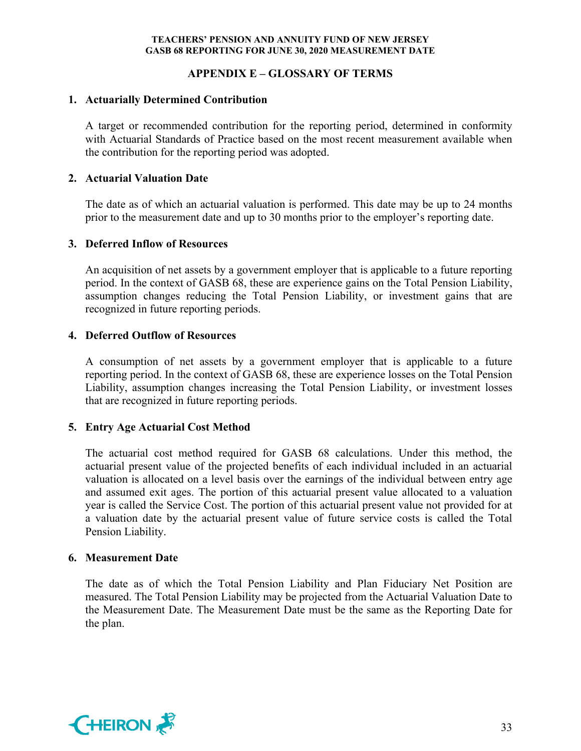## APPENDIX E – GLOSSARY OF TERMS

**1. Actuarially Determined Contribution**

A target or recommended contribution for the reporting period, determined in conformity with Actuarial Standards of Practice based on the most recent measurement available when the contribution for the reporting period was adopted.

**2. Actuarial Valuation Date**

The date as of which an actuarial valuation is performed. This date may be up to 24 months prior to the measurement date and up to 30 months prior to the employer's reporting date.

**3. Deferred Inflow of Resources**

An acquisition of net assets by a government employer that is applicable to a future reporting period. In the context of GASB 68, these are experience gains on the Total Pension Liability, assumption changes reducing the Total Pension Liability, or investment gains that are recognized in future reporting periods.

**4. Deferred Outflow of Resources**

A consumption of net assets by a government employer that is applicable to a future reporting period. In the context of GASB 68, these are experience losses on the Total Pension Liability, assumption changes increasing the Total Pension Liability, or investment losses that are recognized in future reporting periods.

**5. Entry Age Actuarial Cost Method**

The actuarial cost method required for GASB 68 calculations. Under this method, the actuarial present value of the projected benefits of each individual included in an actuarial valuation is allocated on a level basis over the earnings of the individual between entry age and assumed exit ages. The portion of this actuarial present value allocated to a valuation year is called the Service Cost. The portion of this actuarial present value not provided for at a valuation date by the actuarial present value of future service costs is called the Total Pension Liability.

**6. Measurement Date**

The date as of which the Total Pension Liability and Plan Fiduciary Net Position are measured. The Total Pension Liability may be projected from the Actuarial Valuation Date to the Measurement Date. The Measurement Date must be the same as the Reporting Date for the plan.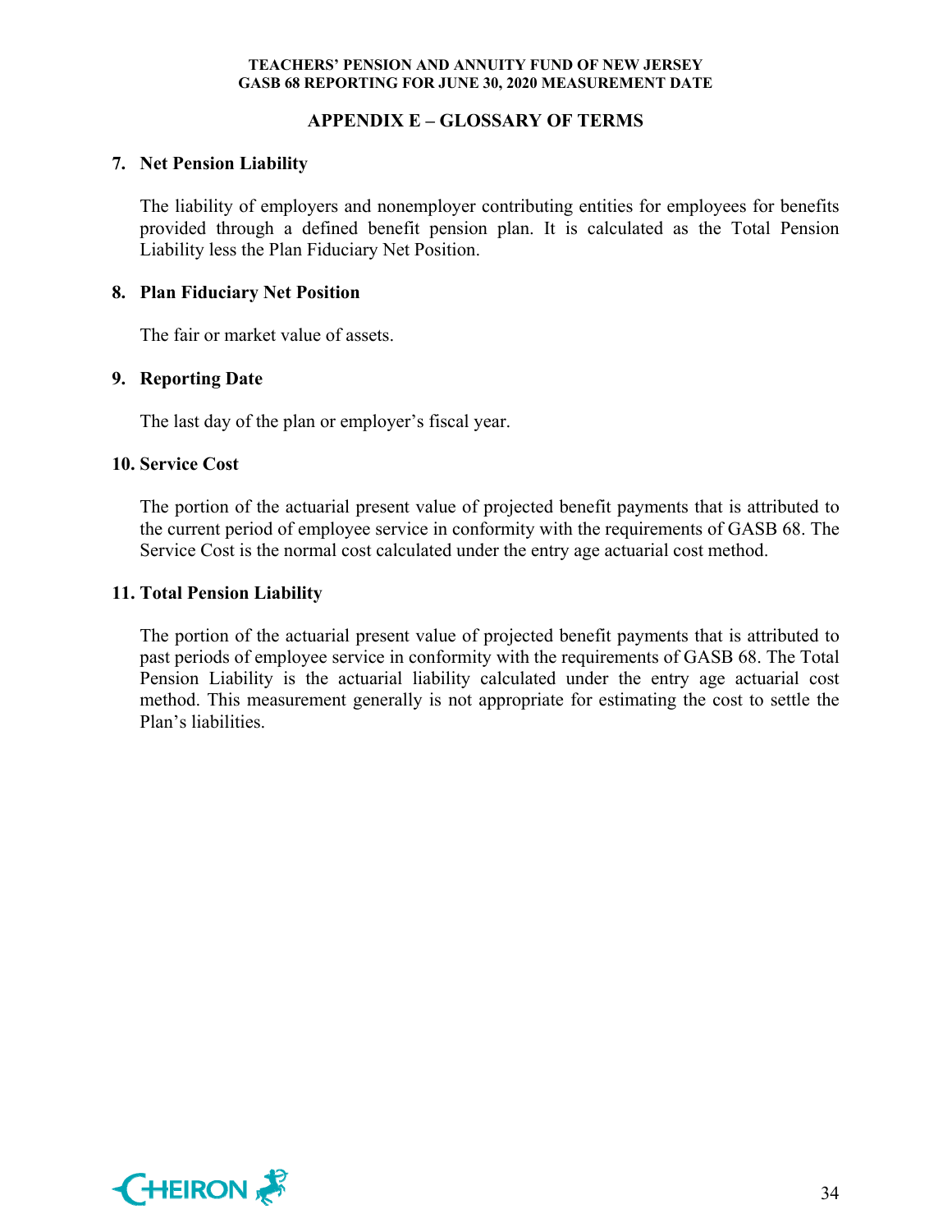## APPENDIX E – GLOSSARY OF TERMS

**7. Net Pension Liability**

The liability of employers and nonemployer contributing entities for employees for benefits provided through a defined benefit pension plan. It is calculated as the Total Pension Liability less the Plan Fiduciary Net Position.

**8. Plan Fiduciary Net Position**

The fair or market value of assets.

**9. Reporting Date**

The last day of the plan or employer's fiscal year.

**10. Service Cost**

The portion of the actuarial present value of projected benefit payments that is attributed to the current period of employee service in conformity with the requirements of GASB 68. The Service Cost is the normal cost calculated under the entry age actuarial cost method.

**11. Total Pension Liability**

The portion of the actuarial present value of projected benefit payments that is attributed to past periods of employee service in conformity with the requirements of GASB 68. The Total Pension Liability is the actuarial liability calculated under the entry age actuarial cost method. This measurement generally is not appropriate for estimating the cost to settle the Plan's liabilities.